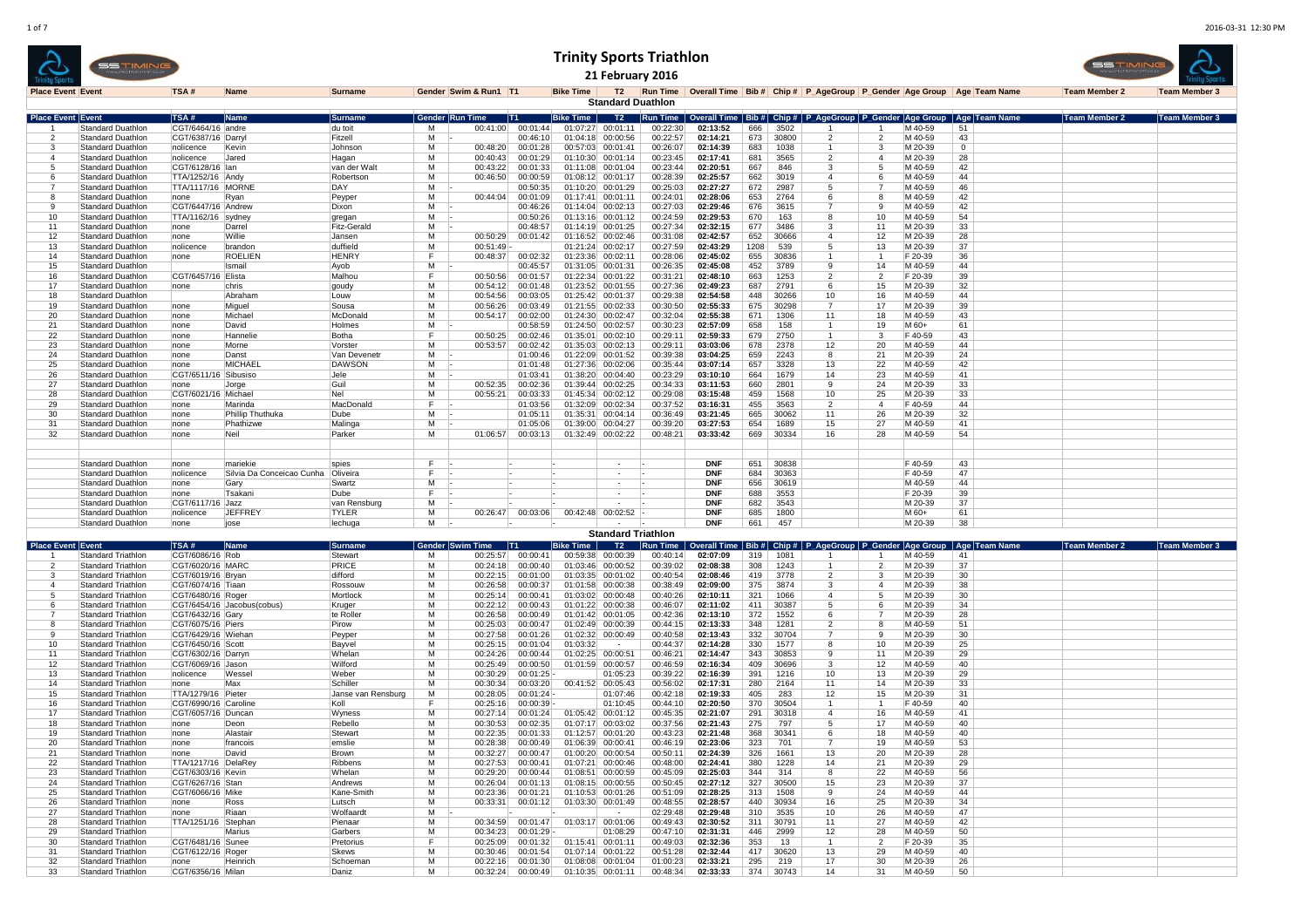# Trinity Sports Triathlon

## 21 February 2016

### Standard Duathlon

| Place | Event | TSA # | Name | Surname | Gender | Run Time | T1 | Bike Time | T2 | Run Time | Overall Time | Bib # | Chip # | P_AgeGroup | P_Gender | Age Group | Age | Team Name | Team Member 2 | Team Member 3 |
|---|---|---|---|---|---|---|---|---|---|---|---|---|---|---|---|---|---|---|---|---|
| 1 | Standard Duathlon | CGT/6464/16 | andre | du toit | M | 00:41:00 | 00:01:44 | 01:07:27 | 00:01:11 | 00:22:30 | **02:13:52** | 666 | 3502 | 1 | 1 | M 40-59 | 51 | | | |
| 2 | Standard Duathlon | CGT/6387/16 | Darryl | Fitzell | M | - | 00:46:10 | 01:04:18 | 00:00:56 | 00:22:57 | **02:14:21** | 673 | 30800 | 2 | 2 | M 40-59 | 43 | | | |
| 3 | Standard Duathlon | nolicence | Kevin | Johnson | M | 00:48:20 | 00:01:28 | 00:57:03 | 00:01:41 | 00:26:07 | **02:14:39** | 683 | 1038 | 1 | 3 | M 20-39 | 0 | | | |
| 4 | Standard Duathlon | nolicence | Jared | Hagan | M | 00:40:43 | 00:01:29 | 01:10:30 | 00:01:14 | 00:23:45 | **02:17:41** | 681 | 3565 | 2 | 4 | M 20-39 | 28 | | | |
| 5 | Standard Duathlon | CGT/6128/16 | Ian | van der Walt | M | 00:43:22 | 00:01:33 | 01:11:08 | 00:01:04 | 00:23:44 | **02:20:51** | 667 | 846 | 3 | 5 | M 40-59 | 42 | | | |
| 6 | Standard Duathlon | TTA/1252/16 | Andy | Robertson | M | 00:46:50 | 00:00:59 | 01:08:12 | 00:01:17 | 00:28:39 | **02:25:57** | 662 | 3019 | 4 | 6 | M 40-59 | 44 | | | |
| 7 | Standard Duathlon | TTA/1117/16 | MORNE | DAY | M | - | 00:50:35 | 01:10:20 | 00:01:29 | 00:25:03 | **02:27:27** | 672 | 2987 | 5 | 7 | M 40-59 | 46 | | | |
| 8 | Standard Duathlon | none | Ryan | Peyper | M | 00:44:04 | 00:01:09 | 01:17:41 | 00:01:11 | 00:24:01 | **02:28:06** | 653 | 2764 | 6 | 8 | M 40-59 | 42 | | | |
| 9 | Standard Duathlon | CGT/6447/16 | Andrew | Dixon | M | - | 00:46:26 | 01:14:04 | 00:02:13 | 00:27:03 | **02:29:46** | 676 | 3615 | 7 | 9 | M 40-59 | 42 | | | |
| 10 | Standard Duathlon | TTA/1162/16 | sydney | gregan | M | - | 00:50:26 | 01:13:16 | 00:01:12 | 00:24:59 | **02:29:53** | 670 | 163 | 8 | 10 | M 40-59 | 54 | | | |
| 11 | Standard Duathlon | none | Darrel | Fitz-Gerald | M | - | 00:48:57 | 01:14:19 | 00:01:25 | 00:27:34 | **02:32:15** | 677 | 3486 | 3 | 11 | M 20-39 | 33 | | | |
| 12 | Standard Duathlon | none | Willie | Jansen | M | 00:50:29 | 00:01:42 | 01:16:52 | 00:02:46 | 00:31:08 | **02:42:57** | 652 | 30666 | 4 | 12 | M 20-39 | 28 | | | |
| 13 | Standard Duathlon | nolicence | brandon | duffield | M | 00:51:49 | - | 01:21:24 | 00:02:17 | 00:27:59 | **02:43:29** | 1208 | 539 | 5 | 13 | M 20-39 | 37 | | | |
| 14 | Standard Duathlon | none | ROELIEN | HENRY | F | 00:48:37 | 00:02:32 | 01:23:36 | 00:02:11 | 00:28:06 | **02:45:02** | 655 | 30836 | 1 | 1 | F 20-39 | 36 | | | |
| 15 | Standard Duathlon | | Ismail | Ayob | M | - | 00:45:57 | 01:31:05 | 00:01:31 | 00:26:35 | **02:45:08** | 452 | 3789 | 9 | 14 | M 40-59 | 44 | | | |
| 16 | Standard Duathlon | CGT/6457/16 | Elista | Malhou | F | 00:50:56 | 00:01:57 | 01:22:34 | 00:01:22 | 00:31:21 | **02:48:10** | 663 | 1253 | 2 | 2 | F 20-39 | 39 | | | |
| 17 | Standard Duathlon | none | chris | goudy | M | 00:54:12 | 00:01:48 | 01:23:52 | 00:01:55 | 00:27:36 | **02:49:23** | 687 | 2791 | 6 | 15 | M 20-39 | 32 | | | |
| 18 | Standard Duathlon | | Abraham | Louw | M | 00:54:56 | 00:03:05 | 01:25:42 | 00:01:37 | 00:29:38 | **02:54:58** | 448 | 30266 | 10 | 16 | M 40-59 | 44 | | | |
| 19 | Standard Duathlon | none | Miguel | Sousa | M | 00:56:26 | 00:03:49 | 01:21:55 | 00:02:33 | 00:30:50 | **02:55:33** | 675 | 30298 | 7 | 17 | M 20-39 | 39 | | | |
| 20 | Standard Duathlon | none | Michael | McDonald | M | 00:54:17 | 00:02:00 | 01:24:30 | 00:02:47 | 00:32:04 | **02:55:38** | 671 | 1306 | 11 | 18 | M 40-59 | 43 | | | |
| 21 | Standard Duathlon | none | David | Holmes | M | - | 00:58:59 | 01:24:50 | 00:02:57 | 00:30:23 | **02:57:09** | 658 | 158 | 1 | 19 | M 60+ | 61 | | | |
| 22 | Standard Duathlon | none | Hannelie | Botha | F | 00:50:25 | 00:02:46 | 01:35:01 | 00:02:10 | 00:29:11 | **02:59:33** | 679 | 2750 | 1 | 3 | F 40-59 | 43 | | | |
| 23 | Standard Duathlon | none | Morne | Vorster | M | 00:53:57 | 00:02:42 | 01:35:03 | 00:02:13 | 00:29:11 | **03:03:06** | 678 | 2378 | 12 | 20 | M 40-59 | 44 | | | |
| 24 | Standard Duathlon | none | Danst | Van Devenetr | M | - | 01:00:46 | 01:22:09 | 00:01:52 | 00:39:38 | **03:04:25** | 659 | 2243 | 8 | 21 | M 20-39 | 24 | | | |
| 25 | Standard Duathlon | none | MICHAEL | DAWSON | M | - | 01:01:48 | 01:27:36 | 00:02:06 | 00:35:44 | **03:07:14** | 657 | 3328 | 13 | 22 | M 40-59 | 42 | | | |
| 26 | Standard Duathlon | CGT/6511/16 | Sibusiso | Jele | M | - | 01:03:41 | 01:38:20 | 00:04:40 | 00:23:29 | **03:10:10** | 664 | 1679 | 14 | 23 | M 40-59 | 41 | | | |
| 27 | Standard Duathlon | none | Jorge | Guil | M | 00:52:35 | 00:02:36 | 01:39:44 | 00:02:25 | 00:34:33 | **03:11:53** | 660 | 2801 | 9 | 24 | M 20-39 | 33 | | | |
| 28 | Standard Duathlon | CGT/6021/16 | Michael | Nel | M | 00:55:21 | 00:03:33 | 01:45:34 | 00:02:12 | 00:29:08 | **03:15:48** | 459 | 1568 | 10 | 25 | M 20-39 | 33 | | | |
| 29 | Standard Duathlon | none | Marinda | MacDonald | F | - | 01:03:56 | 01:32:09 | 00:02:34 | 00:37:52 | **03:16:31** | 455 | 3563 | 2 | 4 | F 40-59 | 44 | | | |
| 30 | Standard Duathlon | none | Phillip Thuthuka | Dube | M | - | 01:05:11 | 01:35:31 | 00:04:14 | 00:36:49 | **03:21:45** | 665 | 30062 | 11 | 26 | M 20-39 | 32 | | | |
| 31 | Standard Duathlon | none | Phathizwe | Malinga | M | - | 01:05:06 | 01:39:00 | 00:04:27 | 00:39:20 | **03:27:53** | 654 | 1689 | 15 | 27 | M 40-59 | 41 | | | |
| 32 | Standard Duathlon | none | Neil | Parker | M | 01:06:57 | 00:03:13 | 01:32:49 | 00:02:22 | 00:48:21 | **03:33:42** | 669 | 30334 | 16 | 28 | M 40-59 | 54 | | | |
| | Standard Duathlon | none | mariekie | spies | F | - | - | - | - | - | **DNF** | 651 | 30838 | | | F 40-59 | 43 | | | |
| | Standard Duathlon | nolicence | Silvia Da Conceicao Cunha | Oliveira | F | - | - | - | - | - | **DNF** | 684 | 30363 | | | F 40-59 | 47 | | | |
| | Standard Duathlon | none | Gary | Swartz | M | - | - | - | - | - | **DNF** | 656 | 30619 | | | M 40-59 | 44 | | | |
| | Standard Duathlon | none | Tsakani | Dube | F | - | - | - | - | - | **DNF** | 688 | 3553 | | | F 20-39 | 39 | | | |
| | Standard Duathlon | CGT/6117/16 | Jazz | van Rensburg | M | - | - | - | - | - | **DNF** | 682 | 3543 | | | M 20-39 | 37 | | | |
| | Standard Duathlon | nolicence | JEFFREY | TYLER | M | 00:26:47 | 00:03:06 | 00:42:48 | 00:02:52 | - | **DNF** | 685 | 1800 | | | M 60+ | 61 | | | |
| | Standard Duathlon | none | jose | lechuga | M | - | - | - | - | - | **DNF** | 661 | 457 | | | M 20-39 | 38 | | | |

### Standard Triathlon

| Place | Event | TSA # | Name | Surname | Gender | Swim Time | T1 | Bike Time | T2 | Run Time | Overall Time | Bib # | Chip # | P_AgeGroup | P_Gender | Age Group | Age | Team Name | Team Member 2 | Team Member 3 |
|---|---|---|---|---|---|---|---|---|---|---|---|---|---|---|---|---|---|---|---|---|
| 1 | Standard Triathlon | CGT/6086/16 | Rob | Stewart | M | 00:25:57 | 00:00:41 | 00:59:38 | 00:00:39 | 00:40:14 | **02:07:09** | 319 | 1081 | 1 | 1 | M 40-59 | 41 | | | |
| 2 | Standard Triathlon | CGT/6020/16 | MARC | PRICE | M | 00:24:18 | 00:00:40 | 01:03:46 | 00:00:52 | 00:39:02 | **02:08:38** | 308 | 1243 | 1 | 2 | M 20-39 | 37 | | | |
| 3 | Standard Triathlon | CGT/6019/16 | Bryan | difford | M | 00:22:15 | 00:01:00 | 01:03:35 | 00:01:02 | 00:40:54 | **02:08:46** | 419 | 3778 | 2 | 3 | M 20-39 | 30 | | | |
| 4 | Standard Triathlon | CGT/6074/16 | Tiaan | Rossouw | M | 00:26:58 | 00:00:37 | 01:01:58 | 00:00:38 | 00:38:49 | **02:09:00** | 375 | 3874 | 3 | 4 | M 20-39 | 38 | | | |
| 5 | Standard Triathlon | CGT/6480/16 | Roger | Mortlock | M | 00:25:14 | 00:00:41 | 01:03:02 | 00:00:48 | 00:40:26 | **02:10:11** | 321 | 1066 | 4 | 5 | M 20-39 | 30 | | | |
| 6 | Standard Triathlon | CGT/6454/16 | Jacobus(cobus) | Kruger | M | 00:22:12 | 00:00:43 | 01:01:22 | 00:00:38 | 00:46:07 | **02:11:02** | 411 | 30387 | 5 | 6 | M 20-39 | 34 | | | |
| 7 | Standard Triathlon | CGT/6432/16 | Gary | te Roller | M | 00:26:58 | 00:00:49 | 01:01:42 | 00:01:05 | 00:42:36 | **02:13:10** | 372 | 1552 | 6 | 7 | M 20-39 | 28 | | | |
| 8 | Standard Triathlon | CGT/6075/16 | Piers | Pirow | M | 00:25:03 | 00:00:47 | 01:02:49 | 00:00:39 | 00:44:15 | **02:13:33** | 348 | 1281 | 2 | 8 | M 40-59 | 51 | | | |
| 9 | Standard Triathlon | CGT/6429/16 | Wiehan | Peyper | M | 00:27:58 | 00:01:26 | 01:02:32 | 00:00:49 | 00:40:58 | **02:13:43** | 332 | 30704 | 7 | 9 | M 20-39 | 30 | | | |
| 10 | Standard Triathlon | CGT/6450/16 | Scott | Bayvel | M | 00:25:15 | 00:01:04 | 01:03:32 | - | 00:44:37 | **02:14:28** | 330 | 1577 | 8 | 10 | M 20-39 | 25 | | | |
| 11 | Standard Triathlon | CGT/6302/16 | Darryn | Whelan | M | 00:24:26 | 00:00:44 | 01:02:25 | 00:00:51 | 00:46:21 | **02:14:47** | 343 | 30853 | 9 | 11 | M 20-39 | 29 | | | |
| 12 | Standard Triathlon | CGT/6069/16 | Jason | Wilford | M | 00:25:49 | 00:00:50 | 01:01:59 | 00:00:57 | 00:46:59 | **02:16:34** | 409 | 30696 | 3 | 12 | M 40-59 | 40 | | | |
| 13 | Standard Triathlon | nolicence | Wessel | Weber | M | 00:30:29 | 00:01:25 | - | 01:05:23 | 00:39:22 | **02:16:39** | 391 | 1216 | 10 | 13 | M 20-39 | 29 | | | |
| 14 | Standard Triathlon | none | Max | Schiller | M | 00:30:34 | 00:03:20 | 00:41:52 | 00:05:43 | 00:56:02 | **02:17:31** | 280 | 2164 | 11 | 14 | M 20-39 | 33 | | | |
| 15 | Standard Triathlon | TTA/1279/16 | Pieter | Janse van Rensburg | M | 00:28:05 | 00:01:24 | - | 01:07:46 | 00:42:18 | **02:19:33** | 405 | 283 | 12 | 15 | M 20-39 | 31 | | | |
| 16 | Standard Triathlon | CGT/6990/16 | Caroline | Koll | F | 00:25:16 | 00:00:39 | - | 01:10:45 | 00:44:10 | **02:20:50** | 370 | 30504 | 1 | 1 | F 40-59 | 40 | | | |
| 17 | Standard Triathlon | CGT/6057/16 | Duncan | Wyness | M | 00:27:14 | 00:01:24 | 01:05:42 | 00:01:12 | 00:45:35 | **02:21:07** | 291 | 30318 | 4 | 16 | M 40-59 | 41 | | | |
| 18 | Standard Triathlon | none | Deon | Rebello | M | 00:30:53 | 00:02:35 | 01:07:17 | 00:03:02 | 00:37:56 | **02:21:43** | 275 | 797 | 5 | 17 | M 40-59 | 40 | | | |
| 19 | Standard Triathlon | none | Alastair | Stewart | M | 00:22:35 | 00:01:33 | 01:12:57 | 00:01:20 | 00:43:23 | **02:21:48** | 368 | 30341 | 6 | 18 | M 40-59 | 40 | | | |
| 20 | Standard Triathlon | none | francois | emslie | M | 00:28:38 | 00:00:49 | 01:06:39 | 00:00:41 | 00:46:19 | **02:23:06** | 323 | 701 | 7 | 19 | M 40-59 | 53 | | | |
| 21 | Standard Triathlon | none | David | Brown | M | 00:32:27 | 00:00:47 | 01:00:20 | 00:00:54 | 00:50:11 | **02:24:39** | 326 | 1661 | 13 | 20 | M 20-39 | 28 | | | |
| 22 | Standard Triathlon | TTA/1217/16 | DelaRey | Ribbens | M | 00:27:53 | 00:00:41 | 01:07:21 | 00:00:46 | 00:48:00 | **02:24:41** | 380 | 1228 | 14 | 21 | M 20-39 | 29 | | | |
| 23 | Standard Triathlon | CGT/6303/16 | Kevin | Whelan | M | 00:29:20 | 00:00:44 | 01:08:51 | 00:00:59 | 00:45:09 | **02:25:03** | 344 | 314 | 8 | 22 | M 40-59 | 56 | | | |
| 24 | Standard Triathlon | CGT/6267/16 | Stan | Andrews | M | 00:26:04 | 00:01:13 | 01:08:15 | 00:00:55 | 00:50:45 | **02:27:12** | 327 | 30500 | 15 | 23 | M 20-39 | 37 | | | |
| 25 | Standard Triathlon | CGT/6066/16 | Mike | Kane-Smith | M | 00:23:36 | 00:01:21 | 01:10:53 | 00:01:26 | 00:51:09 | **02:28:25** | 313 | 1508 | 9 | 24 | M 40-59 | 44 | | | |
| 26 | Standard Triathlon | none | Ross | Lutsch | M | 00:33:31 | 00:01:12 | 01:03:30 | 00:01:49 | 00:48:55 | **02:28:57** | 440 | 30934 | 16 | 25 | M 20-39 | 34 | | | |
| 27 | Standard Triathlon | none | Riaan | Wolfaardt | M | - | - | - | - | 02:29:48 | **02:29:48** | 310 | 3535 | 10 | 26 | M 40-59 | 47 | | | |
| 28 | Standard Triathlon | TTA/1251/16 | Stephan | Pienaar | M | 00:34:59 | 00:01:47 | 01:03:17 | 00:01:06 | 00:49:43 | **02:30:52** | 311 | 30791 | 11 | 27 | M 40-59 | 42 | | | |
| 29 | Standard Triathlon | | Marius | Garbers | M | 00:34:23 | 00:01:29 | - | 01:08:29 | 00:47:10 | **02:31:31** | 446 | 2999 | 12 | 28 | M 40-59 | 50 | | | |
| 30 | Standard Triathlon | CGT/6481/16 | Sunee | Pretorius | F | 00:25:09 | 00:01:32 | 01:15:41 | 00:01:11 | 00:49:03 | **02:32:36** | 353 | 13 | 1 | 2 | F 20-39 | 35 | | | |
| 31 | Standard Triathlon | CGT/6122/16 | Roger | Skews | M | 00:30:46 | 00:01:54 | 01:07:14 | 00:01:22 | 00:51:28 | **02:32:44** | 417 | 30620 | 13 | 29 | M 40-59 | 40 | | | |
| 32 | Standard Triathlon | none | Heinrich | Schoeman | M | 00:22:16 | 00:01:30 | 01:08:08 | 00:01:04 | 01:00:23 | **02:33:21** | 295 | 219 | 17 | 30 | M 20-39 | 26 | | | |
| 33 | Standard Triathlon | CGT/6356/16 | Milan | Daniz | M | 00:32:24 | 00:00:49 | 01:10:35 | 00:01:11 | 00:48:34 | **02:33:33** | 374 | 30743 | 14 | 31 | M 40-59 | 50 | | | |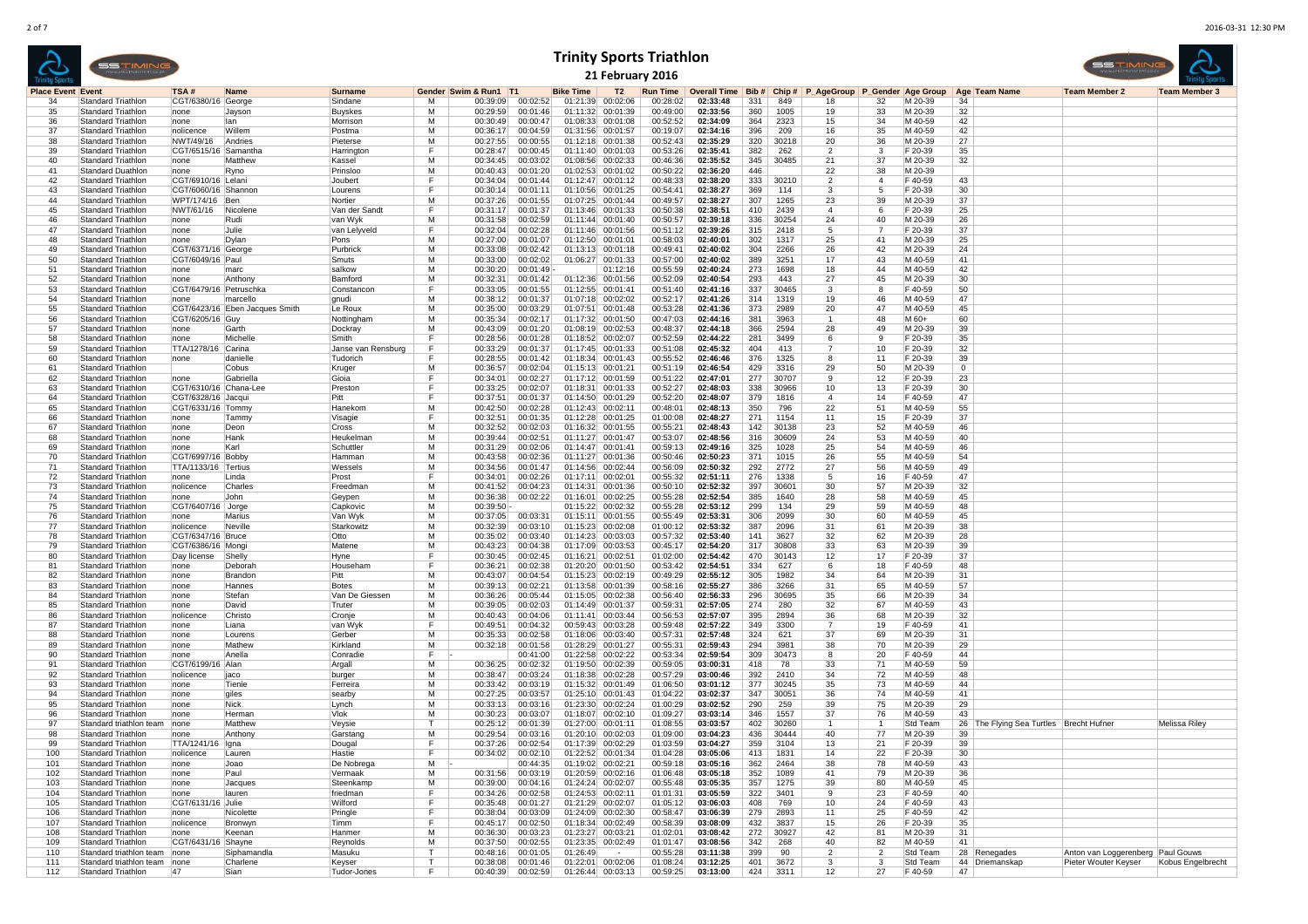# Trinity Sports Triathlon

## 21 February 2016

| Place | Event | Event | TSA # | Name | Surname | Gender | Swim & Run1 | T1 | Bike Time | T2 | Run Time | Overall Time | Bib # | Chip # | P_AgeGroup | P_Gender | Age Group | Age | Team Name | Team Member 2 | Team Member 3 |
|---|---|---|---|---|---|---|---|---|---|---|---|---|---|---|---|---|---|---|---|---|---|
| 34 | | Standard Triathlon | CGT/6380/16 | George | Sindane | M | 00:39:09 | 00:02:52 | 01:21:39 | 00:02:06 | 00:28:02 | 02:33:48 | 331 | 849 | 18 | 32 | M 20-39 | 34 | | | |
| 35 | | Standard Triathlon | none | Jayson | Buyskes | M | 00:29:59 | 00:01:46 | 01:11:32 | 00:01:39 | 00:49:00 | 02:33:56 | 360 | 1005 | 19 | 33 | M 20-39 | 32 | | | |
| 36 | | Standard Triathlon | none | Ian | Morrison | M | 00:30:49 | 00:00:47 | 01:08:33 | 00:01:08 | 00:52:52 | 02:34:09 | 364 | 2323 | 15 | 34 | M 40-59 | 42 | | | |
| 37 | | Standard Triathlon | nolicence | Willem | Postma | M | 00:36:17 | 00:04:59 | 01:31:56 | 00:01:57 | 00:19:07 | 02:34:16 | 396 | 209 | 16 | 35 | M 40-59 | 42 | | | |
| 38 | | Standard Triathlon | NWT/49/16 | Andries | Pieterse | M | 00:27:55 | 00:00:55 | 01:12:18 | 00:01:38 | 00:52:43 | 02:35:29 | 320 | 30218 | 20 | 36 | M 20-39 | 27 | | | |
| 39 | | Standard Triathlon | CGT/6515/16 | Samantha | Harrington | F | 00:28:47 | 00:00:45 | 01:11:40 | 00:01:03 | 00:53:26 | 02:35:41 | 382 | 262 | 2 | 3 | F 20-39 | 35 | | | |
| 40 | | Standard Triathlon | none | Matthew | Kassel | M | 00:34:45 | 00:03:02 | 01:08:56 | 00:02:33 | 00:46:36 | 02:35:52 | 345 | 30485 | 21 | 37 | M 20-39 | 32 | | | |
| 41 | | Standard Duathlon | none | Ryno | Prinsloo | M | 00:40:43 | 00:01:20 | 01:02:53 | 00:01:02 | 00:50:22 | 02:36:20 | 446 | | 22 | 38 | M 20-39 | | | | |
| 42 | | Standard Triathlon | CGT/6910/16 | Lelani | Joubert | F | 00:34:04 | 00:01:44 | 01:12:47 | 00:01:12 | 00:48:33 | 02:38:20 | 333 | 30210 | 2 | 4 | F 40-59 | 43 | | | |
| 43 | | Standard Triathlon | CGT/6060/16 | Shannon | Lourens | F | 00:30:14 | 00:01:11 | 01:10:56 | 00:01:25 | 00:54:41 | 02:38:27 | 369 | 114 | 3 | 5 | F 20-39 | 30 | | | |
| 44 | | Standard Triathlon | WPT/174/16 | Ben | Nortier | M | 00:37:26 | 00:01:55 | 01:07:25 | 00:01:44 | 00:49:57 | 02:38:27 | 307 | 1265 | 23 | 39 | M 20-39 | 37 | | | |
| 45 | | Standard Triathlon | NWT/61/16 | Nicolene | Van der Sandt | F | 00:31:17 | 00:01:37 | 01:13:46 | 00:01:33 | 00:50:38 | 02:38:51 | 410 | 2439 | 4 | 6 | F 20-39 | 25 | | | |
| 46 | | Standard Triathlon | none | Rudi | van Wyk | M | 00:31:58 | 00:02:59 | 01:11:44 | 00:01:40 | 00:50:57 | 02:39:18 | 336 | 30254 | 24 | 40 | M 20-39 | 26 | | | |
| 47 | | Standard Triathlon | none | Julie | van Lelyveld | F | 00:32:04 | 00:02:28 | 01:11:46 | 00:01:56 | 00:51:12 | 02:39:26 | 315 | 2418 | 5 | 7 | F 20-39 | 37 | | | |
| 48 | | Standard Triathlon | none | Dylan | Pons | M | 00:27:00 | 00:01:07 | 01:12:50 | 00:01:01 | 00:58:03 | 02:40:01 | 302 | 1317 | 25 | 41 | M 20-39 | 25 | | | |
| 49 | | Standard Triathlon | CGT/6371/16 | George | Purbrick | M | 00:33:08 | 00:02:42 | 01:13:13 | 00:01:18 | 00:49:41 | 02:40:02 | 304 | 2266 | 26 | 42 | M 20-39 | 24 | | | |
| 50 | | Standard Triathlon | CGT/6049/16 | Paul | Smuts | M | 00:33:00 | 00:02:02 | 01:06:27 | 00:01:33 | 00:57:00 | 02:40:02 | 389 | 3251 | 17 | 43 | M 40-59 | 41 | | | |
| 51 | | Standard Triathlon | none | marc | salkow | M | 00:30:20 | 00:01:49 | - | 01:12:16 | 00:55:59 | 02:40:24 | 273 | 1698 | 18 | 44 | M 40-59 | 42 | | | |
| 52 | | Standard Triathlon | none | Anthony | Bamford | M | 00:32:31 | 00:01:42 | 01:12:36 | 00:01:56 | 00:52:09 | 02:40:54 | 293 | 443 | 27 | 45 | M 20-39 | 30 | | | |
| 53 | | Standard Triathlon | CGT/6479/16 | Petruschka | Constancon | F | 00:33:05 | 00:01:55 | 01:12:55 | 00:01:41 | 00:51:40 | 02:41:16 | 337 | 30465 | 3 | 8 | F 40-59 | 50 | | | |
| 54 | | Standard Triathlon | none | marcello | gnudi | M | 00:38:12 | 00:01:37 | 01:07:18 | 00:02:02 | 00:52:17 | 02:41:26 | 314 | 1319 | 19 | 46 | M 40-59 | 47 | | | |
| 55 | | Standard Triathlon | CGT/6423/16 | Eben Jacques Smith | Le Roux | M | 00:35:00 | 00:03:29 | 01:07:51 | 00:01:48 | 00:53:28 | 02:41:36 | 373 | 2989 | 20 | 47 | M 40-59 | 45 | | | |
| 56 | | Standard Triathlon | CGT/6205/16 | Guy | Nottingham | M | 00:35:34 | 00:02:17 | 01:17:32 | 00:01:50 | 00:47:03 | 02:44:16 | 381 | 3963 | 1 | 48 | M 60+ | 60 | | | |
| 57 | | Standard Triathlon | none | Garth | Dockray | M | 00:43:09 | 00:01:20 | 01:08:19 | 00:02:53 | 00:48:37 | 02:44:18 | 366 | 2594 | 28 | 49 | M 20-39 | 39 | | | |
| 58 | | Standard Triathlon | none | Michelle | Smith | F | 00:28:56 | 00:01:28 | 01:18:52 | 00:02:07 | 00:52:59 | 02:44:22 | 281 | 3499 | 6 | 9 | F 20-39 | 35 | | | |
| 59 | | Standard Triathlon | TTA/1278/16 | Carina | Janse van Rensburg | F | 00:33:29 | 00:01:37 | 01:17:45 | 00:01:33 | 00:51:08 | 02:45:32 | 404 | 413 | 7 | 10 | F 20-39 | 32 | | | |
| 60 | | Standard Triathlon | none | danielle | Tudorich | F | 00:28:55 | 00:01:42 | 01:18:34 | 00:01:43 | 00:55:52 | 02:46:46 | 376 | 1325 | 8 | 11 | F 20-39 | 39 | | | |
| 61 | | Standard Triathlon | | Cobus | Kruger | M | 00:36:57 | 00:02:04 | 01:15:13 | 00:01:21 | 00:51:19 | 02:46:54 | 429 | 3316 | 29 | 50 | M 20-39 | 0 | | | |
| 62 | | Standard Triathlon | none | Gabriella | Gioia | F | 00:34:01 | 00:02:27 | 01:17:12 | 00:01:59 | 00:51:22 | 02:47:01 | 277 | 30707 | 9 | 12 | F 20-39 | 23 | | | |
| 63 | | Standard Triathlon | CGT/6310/16 | Chana-Lee | Preston | F | 00:33:25 | 00:02:07 | 01:18:31 | 00:01:33 | 00:52:27 | 02:48:03 | 338 | 30966 | 10 | 13 | F 20-39 | 30 | | | |
| 64 | | Standard Triathlon | CGT/6328/16 | Jacqui | Pitt | F | 00:37:51 | 00:01:37 | 01:14:50 | 00:01:29 | 00:52:20 | 02:48:07 | 379 | 1816 | 4 | 14 | F 40-59 | 47 | | | |
| 65 | | Standard Triathlon | CGT/6331/16 | Tommy | Hanekom | M | 00:42:50 | 00:02:28 | 01:12:43 | 00:02:11 | 00:48:01 | 02:48:13 | 350 | 796 | 22 | 51 | M 40-59 | 55 | | | |
| 66 | | Standard Triathlon | none | Tammy | Visagie | F | 00:32:51 | 00:01:35 | 01:12:28 | 00:01:25 | 01:00:08 | 02:48:27 | 271 | 1154 | 11 | 15 | F 20-39 | 37 | | | |
| 67 | | Standard Triathlon | none | Deon | Cross | M | 00:32:52 | 00:02:03 | 01:16:32 | 00:01:55 | 00:55:21 | 02:48:43 | 142 | 30138 | 23 | 52 | M 40-59 | 46 | | | |
| 68 | | Standard Triathlon | none | Hank | Heukelman | M | 00:39:44 | 00:02:51 | 01:11:27 | 00:01:47 | 00:53:07 | 02:48:56 | 316 | 30609 | 24 | 53 | M 40-59 | 40 | | | |
| 69 | | Standard Triathlon | none | Karl | Schuttler | M | 00:31:29 | 00:02:06 | 01:14:47 | 00:01:41 | 00:59:13 | 02:49:16 | 325 | 1028 | 25 | 54 | M 40-59 | 46 | | | |
| 70 | | Standard Triathlon | CGT/6997/16 | Bobby | Hamman | M | 00:43:58 | 00:02:36 | 01:11:27 | 00:01:36 | 00:50:46 | 02:50:23 | 371 | 1015 | 26 | 55 | M 40-59 | 54 | | | |
| 71 | | Standard Triathlon | TTA/1133/16 | Tertius | Wessels | M | 00:34:56 | 00:01:47 | 01:14:56 | 00:02:44 | 00:56:09 | 02:50:32 | 292 | 2772 | 27 | 56 | M 40-59 | 49 | | | |
| 72 | | Standard Triathlon | none | Linda | Prost | F | 00:34:01 | 00:02:26 | 01:17:11 | 00:02:01 | 00:55:32 | 02:51:11 | 276 | 1338 | 5 | 16 | F 40-59 | 47 | | | |
| 73 | | Standard Triathlon | nolicence | Charles | Freedman | M | 00:41:52 | 00:04:23 | 01:14:31 | 00:01:36 | 00:50:10 | 02:52:32 | 397 | 30601 | 30 | 57 | M 20-39 | 32 | | | |
| 74 | | Standard Triathlon | none | John | Geypen | M | 00:36:38 | 00:02:22 | 01:16:01 | 00:02:25 | 00:55:28 | 02:52:54 | 385 | 1640 | 28 | 58 | M 40-59 | 45 | | | |
| 75 | | Standard Triathlon | CGT/6407/16 | Jorge | Capkovic | M | 00:39:50 | - | 01:15:22 | 00:02:32 | 00:55:28 | 02:53:12 | 299 | 134 | 29 | 59 | M 40-59 | 48 | | | |
| 76 | | Standard Triathlon | none | Marius | Van Wyk | M | 00:37:05 | 00:03:31 | 01:15:11 | 00:01:55 | 00:55:49 | 02:53:31 | 306 | 2099 | 30 | 60 | M 40-59 | 45 | | | |
| 77 | | Standard Triathlon | nolicence | Neville | Starkowitz | M | 00:32:39 | 00:03:10 | 01:15:23 | 00:02:08 | 01:00:12 | 02:53:32 | 387 | 2096 | 31 | 61 | M 20-39 | 38 | | | |
| 78 | | Standard Triathlon | CGT/6347/16 | Bruce | Otto | M | 00:35:02 | 00:03:40 | 01:14:23 | 00:03:03 | 00:57:32 | 02:53:40 | 141 | 3627 | 32 | 62 | M 20-39 | 28 | | | |
| 79 | | Standard Triathlon | CGT/6386/16 | Mongi | Matene | M | 00:43:23 | 00:04:38 | 01:17:09 | 00:03:53 | 00:45:17 | 02:54:20 | 317 | 30808 | 33 | 63 | M 20-39 | 39 | | | |
| 80 | | Standard Triathlon | Day license | Shelly | Hyne | F | 00:30:45 | 00:02:45 | 01:16:21 | 00:02:51 | 01:02:00 | 02:54:42 | 470 | 30143 | 12 | 17 | F 20-39 | 37 | | | |
| 81 | | Standard Triathlon | none | Deborah | Househam | F | 00:36:21 | 00:02:38 | 01:20:20 | 00:01:50 | 00:53:42 | 02:54:51 | 334 | 627 | 6 | 18 | F 40-59 | 48 | | | |
| 82 | | Standard Triathlon | none | Brandon | Pitt | M | 00:43:07 | 00:04:54 | 01:15:23 | 00:02:19 | 00:49:29 | 02:55:12 | 305 | 1982 | 34 | 64 | M 20-39 | 31 | | | |
| 83 | | Standard Triathlon | none | Hannes | Botes | M | 00:39:13 | 00:02:21 | 01:13:58 | 00:01:39 | 00:58:16 | 02:55:27 | 386 | 3266 | 31 | 65 | M 40-59 | 57 | | | |
| 84 | | Standard Triathlon | none | Stefan | Van De Giessen | M | 00:36:26 | 00:05:44 | 01:15:05 | 00:02:38 | 00:56:40 | 02:56:33 | 296 | 30695 | 35 | 66 | M 20-39 | 34 | | | |
| 85 | | Standard Triathlon | none | David | Truter | M | 00:39:05 | 00:02:03 | 01:14:49 | 00:01:37 | 00:59:31 | 02:57:05 | 274 | 280 | 32 | 67 | M 40-59 | 43 | | | |
| 86 | | Standard Triathlon | nolicence | Christo | Cronje | M | 00:40:43 | 00:04:06 | 01:11:41 | 00:03:44 | 00:56:53 | 02:57:07 | 395 | 2894 | 36 | 68 | M 20-39 | 32 | | | |
| 87 | | Standard Triathlon | none | Liana | van Wyk | F | 00:49:51 | 00:04:32 | 00:59:43 | 00:03:28 | 00:59:48 | 02:57:22 | 349 | 3300 | 7 | 19 | F 40-59 | 41 | | | |
| 88 | | Standard Triathlon | none | Lourens | Gerber | M | 00:35:33 | 00:02:58 | 01:18:06 | 00:03:40 | 00:57:31 | 02:57:48 | 324 | 621 | 37 | 69 | M 20-39 | 31 | | | |
| 89 | | Standard Triathlon | none | Mathew | Kirkland | M | 00:32:18 | 00:01:58 | 01:28:29 | 00:01:27 | 00:55:31 | 02:59:43 | 294 | 3981 | 38 | 70 | M 20-39 | 29 | | | |
| 90 | | Standard Triathlon | none | Anella | Conradie | F | - | 00:41:00 | 01:22:58 | 00:02:22 | 00:53:34 | 02:59:54 | 309 | 30473 | 8 | 20 | F 40-59 | 44 | | | |
| 91 | | Standard Triathlon | CGT/6199/16 | Alan | Argall | M | 00:36:25 | 00:02:32 | 01:19:50 | 00:02:39 | 00:59:05 | 03:00:31 | 418 | 78 | 33 | 71 | M 40-59 | 59 | | | |
| 92 | | Standard Triathlon | nolicence | jaco | burger | M | 00:38:47 | 00:03:24 | 01:18:38 | 00:02:28 | 00:57:29 | 03:00:46 | 392 | 2410 | 34 | 72 | M 40-59 | 48 | | | |
| 93 | | Standard Triathlon | none | Tienie | Ferreira | M | 00:33:42 | 00:03:19 | 01:15:32 | 00:01:49 | 01:06:50 | 03:01:12 | 377 | 30245 | 35 | 73 | M 40-59 | 44 | | | |
| 94 | | Standard Triathlon | none | giles | searby | M | 00:27:25 | 00:03:57 | 01:25:10 | 00:01:43 | 01:04:22 | 03:02:37 | 347 | 30051 | 36 | 74 | M 40-59 | 41 | | | |
| 95 | | Standard Triathlon | none | Nick | Lynch | M | 00:33:13 | 00:03:16 | 01:23:30 | 00:02:24 | 01:00:29 | 03:02:52 | 290 | 259 | 39 | 75 | M 20-39 | 29 | | | |
| 96 | | Standard Triathlon | none | Herman | Vlok | M | 00:30:23 | 00:03:07 | 01:18:07 | 00:02:10 | 01:09:27 | 03:03:14 | 346 | 1557 | 37 | 76 | M 40-59 | 43 | | | |
| 97 | | Standard triathlon team | none | Matthew | Veysie | T | 00:25:12 | 00:01:39 | 01:27:00 | 00:01:11 | 01:08:55 | 03:03:57 | 402 | 30260 | 1 | 1 | Std Team | 26 | The Flying Sea Turtles | Brecht Hufner | Melissa Riley |
| 98 | | Standard Triathlon | none | Anthony | Garstang | M | 00:29:54 | 00:03:16 | 01:20:10 | 00:02:03 | 01:09:00 | 03:04:23 | 436 | 30444 | 40 | 77 | M 20-39 | 39 | | | |
| 99 | | Standard Triathlon | TTA/1241/16 | Igna | Dougal | F | 00:37:26 | 00:02:54 | 01:17:39 | 00:02:29 | 01:03:59 | 03:04:27 | 359 | 3104 | 13 | 21 | F 20-39 | 39 | | | |
| 100 | | Standard Triathlon | nolicence | Lauren | Hastie | F | 00:34:02 | 00:02:10 | 01:22:52 | 00:01:34 | 01:04:28 | 03:05:06 | 413 | 1831 | 14 | 22 | F 20-39 | 30 | | | |
| 101 | | Standard Triathlon | none | Joao | De Nobrega | M | - | 00:44:35 | 01:19:02 | 00:02:21 | 00:59:18 | 03:05:16 | 362 | 2464 | 38 | 78 | M 40-59 | 43 | | | |
| 102 | | Standard Triathlon | none | Paul | Vermaak | M | 00:31:56 | 00:03:19 | 01:20:59 | 00:02:16 | 01:06:48 | 03:05:18 | 352 | 1089 | 41 | 79 | M 20-39 | 36 | | | |
| 103 | | Standard Triathlon | none | Jacques | Steenkamp | M | 00:39:00 | 00:04:16 | 01:24:24 | 00:02:07 | 00:55:48 | 03:05:35 | 357 | 1275 | 39 | 80 | M 40-59 | 45 | | | |
| 104 | | Standard Triathlon | none | lauren | friedman | F | 00:34:26 | 00:02:58 | 01:24:53 | 00:02:11 | 01:01:31 | 03:05:59 | 322 | 3401 | 9 | 23 | F 40-59 | 40 | | | |
| 105 | | Standard Triathlon | CGT/6131/16 | Julie | Wilford | F | 00:35:48 | 00:01:27 | 01:21:29 | 00:02:07 | 01:05:12 | 03:06:03 | 408 | 769 | 10 | 24 | F 40-59 | 43 | | | |
| 106 | | Standard Triathlon | none | Nicolette | Pringle | F | 00:38:04 | 00:03:09 | 01:24:09 | 00:02:30 | 00:58:47 | 03:06:39 | 279 | 2893 | 11 | 25 | F 40-59 | 42 | | | |
| 107 | | Standard Triathlon | nolicence | Bronwyn | Timm | F | 00:45:17 | 00:02:50 | 01:18:34 | 00:02:49 | 00:58:39 | 03:08:09 | 432 | 3837 | 15 | 26 | F 20-39 | 35 | | | |
| 108 | | Standard Triathlon | none | Keenan | Hanmer | M | 00:36:30 | 00:03:23 | 01:23:27 | 00:03:21 | 01:02:01 | 03:08:42 | 272 | 30927 | 42 | 81 | M 20-39 | 31 | | | |
| 109 | | Standard Triathlon | CGT/6431/16 | Shayne | Reynolds | M | 00:37:50 | 00:02:55 | 01:23:35 | 00:02:49 | 01:01:47 | 03:08:56 | 342 | 268 | 40 | 82 | M 40-59 | 41 | | | |
| 110 | | Standard triathlon team | none | Siphamandla | Masuku | T | 00:48:16 | 00:01:05 | 01:26:49 | - | 00:55:28 | 03:11:38 | 399 | 90 | 2 | 2 | Std Team | 28 | Renegades | Anton van Loggerenberg | Paul Gouws |
| 111 | | Standard triathlon team | none | Charlene | Keyser | T | 00:38:08 | 00:01:46 | 01:22:01 | 00:02:06 | 01:08:24 | 03:12:25 | 401 | 3672 | 3 | 3 | Std Team | 44 | Driemanskap | Pieter Wouter Keyser | Kobus Engelbrecht |
| 112 | | Standard Triathlon | 47 | Sian | Tudor-Jones | F | 00:40:39 | 00:02:59 | 01:26:44 | 00:03:13 | 00:59:25 | 03:13:00 | 424 | 3311 | 12 | 27 | F 40-59 | 47 | | | |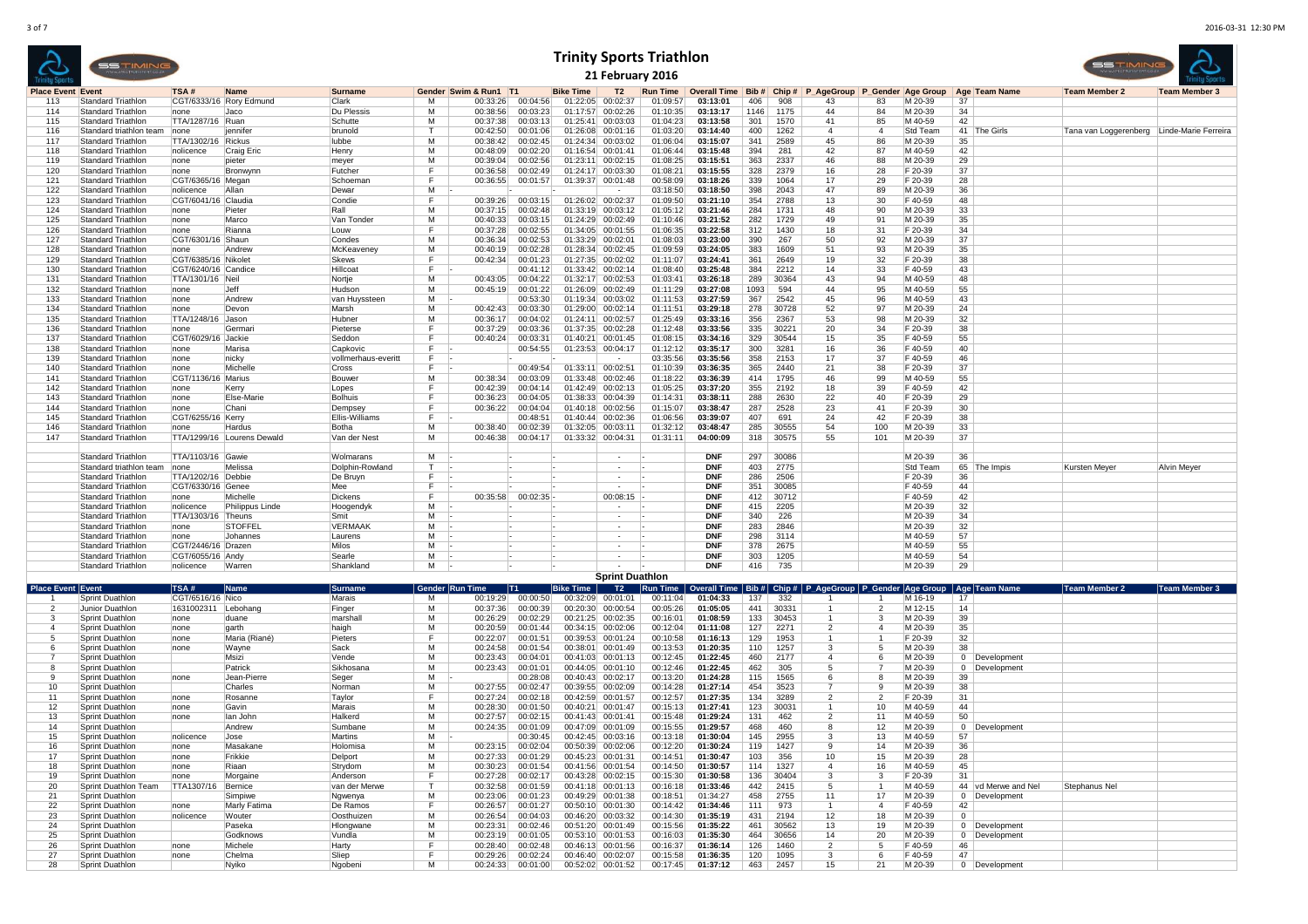# Trinity Sports Triathlon

## 21 February 2016

| Place | Event | Event | TSA # | Name | Surname | Gender | Swim & Run1 | T1 | Bike Time | T2 | Run Time | Overall Time | Bib # | Chip # | P_AgeGroup | P_Gender | Age Group | Age | Team Name | Team Member 2 | Team Member 3 |
|---|---|---|---|---|---|---|---|---|---|---|---|---|---|---|---|---|---|---|---|---|---|
| 113 | | Standard Triathlon | CGT/6333/16 | Rory Edmund | Clark | M | 00:33:26 | 00:04:56 | 01:22:05 | 00:02:37 | 01:09:57 | **03:13:01** | 406 | 908 | 43 | 83 | M 20-39 | 37 | | | |
| 114 | | Standard Triathlon | none | Jaco | Du Plessis | M | 00:38:56 | 00:03:23 | 01:17:57 | 00:02:26 | 01:10:35 | **03:13:17** | 1146 | 1175 | 44 | 84 | M 20-39 | 34 | | | |
| 115 | | Standard Triathlon | TTA/1287/16 | Ruan | Schutte | M | 00:37:38 | 00:03:13 | 01:25:41 | 00:03:03 | 01:04:23 | **03:13:58** | 301 | 1570 | 41 | 85 | M 40-59 | 42 | | | |
| 116 | | Standard triathlon team | none | jennifer | brunold | T | 00:42:50 | 00:01:06 | 01:26:08 | 00:01:16 | 01:03:20 | **03:14:40** | 400 | 1262 | 4 | 4 | Std Team | 41 | The Girls | Tana van Loggerenberg | Linde-Marie Ferreira |
| 117 | | Standard Triathlon | TTA/1302/16 | Rickus | lubbe | M | 00:38:42 | 00:02:45 | 01:24:34 | 00:03:02 | 01:06:04 | **03:15:07** | 341 | 2589 | 45 | 86 | M 20-39 | 35 | | | |
| 118 | | Standard Triathlon | nolicence | Craig Eric | Henry | M | 00:48:09 | 00:02:20 | 01:16:54 | 00:01:41 | 01:06:44 | **03:15:48** | 394 | 281 | 42 | 87 | M 40-59 | 42 | | | |
| 119 | | Standard Triathlon | none | pieter | meyer | M | 00:39:04 | 00:02:56 | 01:23:11 | 00:02:15 | 01:08:25 | **03:15:51** | 363 | 2337 | 46 | 88 | M 20-39 | 29 | | | |
| 120 | | Standard Triathlon | none | Bronwynn | Futcher | F | 00:36:58 | 00:02:49 | 01:24:17 | 00:03:30 | 01:08:21 | **03:15:55** | 328 | 2379 | 16 | 28 | F 20-39 | 37 | | | |
| 121 | | Standard Triathlon | CGT/6365/16 | Megan | Schoeman | F | 00:36:55 | 00:01:57 | 01:39:37 | 00:01:48 | 00:58:09 | **03:18:26** | 339 | 1064 | 17 | 29 | F 20-39 | 28 | | | |
| 122 | | Standard Triathlon | nolicence | Allan | Dewar | M | - | - | - | - | 03:18:50 | **03:18:50** | 398 | 2043 | 47 | 89 | M 20-39 | 36 | | | |
| 123 | | Standard Triathlon | CGT/6041/16 | Claudia | Condie | F | 00:39:26 | 00:03:15 | 01:26:02 | 00:02:37 | 01:09:50 | **03:21:10** | 354 | 2788 | 13 | 30 | F 40-59 | 48 | | | |
| 124 | | Standard Triathlon | none | Pieter | Rall | M | 00:37:15 | 00:02:48 | 01:33:19 | 00:03:12 | 01:05:12 | **03:21:46** | 284 | 1731 | 48 | 90 | M 20-39 | 33 | | | |
| 125 | | Standard Triathlon | none | Marco | Van Tonder | M | 00:40:33 | 00:03:15 | 01:24:29 | 00:02:49 | 01:10:46 | **03:21:52** | 282 | 1729 | 49 | 91 | M 20-39 | 35 | | | |
| 126 | | Standard Triathlon | none | Rianna | Louw | F | 00:37:28 | 00:02:55 | 01:34:05 | 00:01:55 | 01:06:35 | **03:22:58** | 312 | 1430 | 18 | 31 | F 20-39 | 34 | | | |
| 127 | | Standard Triathlon | CGT/6301/16 | Shaun | Condes | M | 00:36:34 | 00:02:53 | 01:33:29 | 00:02:01 | 01:08:03 | **03:23:00** | 390 | 267 | 50 | 92 | M 20-39 | 37 | | | |
| 128 | | Standard Triathlon | none | Andrew | McKeaveney | M | 00:40:19 | 00:02:28 | 01:28:34 | 00:02:45 | 01:09:59 | **03:24:05** | 383 | 1609 | 51 | 93 | M 20-39 | 35 | | | |
| 129 | | Standard Triathlon | CGT/6385/16 | Nikolet | Skews | F | 00:42:34 | 00:01:23 | 01:27:35 | 00:02:02 | 01:11:07 | **03:24:41** | 361 | 2649 | 19 | 32 | F 20-39 | 38 | | | |
| 130 | | Standard Triathlon | CGT/6240/16 | Candice | Hillcoat | F | - | 00:41:12 | 01:33:42 | 00:02:14 | 01:08:40 | **03:25:48** | 384 | 2212 | 14 | 33 | F 40-59 | 43 | | | |
| 131 | | Standard Triathlon | TTA/1301/16 | Neil | Nortje | M | 00:43:05 | 00:04:22 | 01:32:17 | 00:02:53 | 01:03:41 | **03:26:18** | 289 | 30364 | 43 | 94 | M 40-59 | 48 | | | |
| 132 | | Standard Triathlon | none | Jeff | Hudson | M | 00:45:19 | 00:01:22 | 01:26:09 | 00:02:49 | 01:11:29 | **03:27:08** | 1093 | 594 | 44 | 95 | M 40-59 | 55 | | | |
| 133 | | Standard Triathlon | none | Andrew | van Huyssteen | M | - | 00:53:30 | 01:19:34 | 00:03:02 | 01:11:53 | **03:27:59** | 367 | 2542 | 45 | 96 | M 40-59 | 43 | | | |
| 134 | | Standard Triathlon | none | Devon | Marsh | M | 00:42:43 | 00:03:30 | 01:29:00 | 00:02:14 | 01:11:51 | **03:29:18** | 278 | 30728 | 52 | 97 | M 20-39 | 24 | | | |
| 135 | | Standard Triathlon | TTA/1248/16 | Jason | Hubner | M | 00:36:17 | 00:04:02 | 01:24:11 | 00:02:57 | 01:25:49 | **03:33:16** | 356 | 2367 | 53 | 98 | M 20-39 | 32 | | | |
| 136 | | Standard Triathlon | none | Germari | Pieterse | F | 00:37:29 | 00:03:36 | 01:37:35 | 00:02:28 | 01:12:48 | **03:33:56** | 335 | 30221 | 20 | 34 | F 20-39 | 38 | | | |
| 137 | | Standard Triathlon | CGT/6029/16 | Jackie | Seddon | F | 00:40:24 | 00:03:31 | 01:40:21 | 00:01:45 | 01:08:15 | **03:34:16** | 329 | 30544 | 15 | 35 | F 40-59 | 55 | | | |
| 138 | | Standard Triathlon | none | Marisa | Capkovic | F | - | 00:54:55 | 01:23:53 | 00:04:17 | 01:12:12 | **03:35:17** | 300 | 3281 | 16 | 36 | F 40-59 | 40 | | | |
| 139 | | Standard Triathlon | none | nicky | vollmerhaus-everitt | F | - | - | - | - | 03:35:56 | **03:35:56** | 358 | 2153 | 17 | 37 | F 40-59 | 46 | | | |
| 140 | | Standard Triathlon | none | Michelle | Cross | F | - | 00:49:54 | 01:33:11 | 00:02:51 | 01:10:39 | **03:36:35** | 365 | 2440 | 21 | 38 | F 20-39 | 37 | | | |
| 141 | | Standard Triathlon | CGT/1136/16 | Marius | Bouwer | M | 00:38:34 | 00:03:09 | 01:33:48 | 00:02:46 | 01:18:22 | **03:36:39** | 414 | 1795 | 46 | 99 | M 40-59 | 55 | | | |
| 142 | | Standard Triathlon | none | Kerry | Lopes | F | 00:42:39 | 00:04:14 | 01:42:49 | 00:02:13 | 01:05:25 | **03:37:20** | 355 | 2192 | 18 | 39 | F 40-59 | 42 | | | |
| 143 | | Standard Triathlon | none | Else-Marie | Bolhuis | F | 00:36:23 | 00:04:05 | 01:38:33 | 00:04:39 | 01:14:31 | **03:38:11** | 288 | 2630 | 22 | 40 | F 20-39 | 29 | | | |
| 144 | | Standard Triathlon | none | Chani | Dempsey | F | 00:36:22 | 00:04:04 | 01:40:18 | 00:02:56 | 01:15:07 | **03:38:47** | 287 | 2528 | 23 | 41 | F 20-39 | 30 | | | |
| 145 | | Standard Triathlon | CGT/6255/16 | Kerry | Ellis-Williams | F | - | 00:48:51 | 01:40:44 | 00:02:36 | 01:06:56 | **03:39:07** | 407 | 691 | 24 | 42 | F 20-39 | 38 | | | |
| 146 | | Standard Triathlon | none | Hardus | Botha | M | 00:38:40 | 00:02:39 | 01:32:05 | 00:03:11 | 01:32:12 | **03:48:47** | 285 | 30555 | 54 | 100 | M 20-39 | 33 | | | |
| 147 | | Standard Triathlon | TTA/1299/16 | Lourens Dewald | Van der Nest | M | 00:46:38 | 00:04:17 | 01:33:32 | 00:04:31 | 01:31:11 | **04:00:09** | 318 | 30575 | 55 | 101 | M 20-39 | 37 | | | |
| | | Standard Triathlon | TTA/1103/16 | Gawie | Wolmarans | M | - | - | - | - | - | **DNF** | 297 | 30086 | | | M 20-39 | 36 | | | |
| | | Standard triathlon team | none | Melissa | Dolphin-Rowland | T | - | - | - | - | - | **DNF** | 403 | 2775 | | | Std Team | 65 | The Impis | Kursten Meyer | Alvin Meyer |
| | | Standard Triathlon | TTA/1202/16 | Debbie | De Bruyn | F | - | - | - | - | - | **DNF** | 286 | 2506 | | | F 20-39 | 36 | | | |
| | | Standard Triathlon | CGT/6330/16 | Genee | Mee | F | - | - | - | - | - | **DNF** | 351 | 30085 | | | F 40-59 | 44 | | | |
| | | Standard Triathlon | none | Michelle | Dickens | F | 00:35:58 | 00:02:35 | - | 00:08:15 | - | **DNF** | 412 | 30712 | | | F 40-59 | 42 | | | |
| | | Standard Triathlon | nolicence | Philippus Linde | Hoogendyk | M | - | - | - | - | - | **DNF** | 415 | 2205 | | | M 20-39 | 32 | | | |
| | | Standard Triathlon | TTA/1303/16 | Theuns | Smit | M | - | - | - | - | - | **DNF** | 340 | 226 | | | M 20-39 | 34 | | | |
| | | Standard Triathlon | none | STOFFEL | VERMAAK | M | - | - | - | - | - | **DNF** | 283 | 2846 | | | M 20-39 | 32 | | | |
| | | Standard Triathlon | none | Johannes | Laurens | M | - | - | - | - | - | **DNF** | 298 | 3114 | | | M 40-59 | 57 | | | |
| | | Standard Triathlon | CGT/2446/16 | Drazen | Milos | M | - | - | - | - | - | **DNF** | 378 | 2675 | | | M 40-59 | 55 | | | |
| | | Standard Triathlon | CGT/6055/16 | Andy | Searle | M | - | - | - | - | - | **DNF** | 303 | 1205 | | | M 40-59 | 54 | | | |
| | | Standard Triathlon | nolicence | Warren | Shankland | M | - | - | - | - | - | **DNF** | 416 | 735 | | | M 20-39 | 29 | | | |

## Sprint Duathlon

| Place | Event | Event | TSA # | Name | Surname | Gender | Run Time | T1 | Bike Time | T2 | Run Time | Overall Time | Bib # | Chip # | P_AgeGroup | P_Gender | Age Group | Age | Team Name | Team Member 2 | Team Member 3 |
|---|---|---|---|---|---|---|---|---|---|---|---|---|---|---|---|---|---|---|---|---|---|
| 1 | | Sprint Duathlon | CGT/6516/16 | Nico | Marais | M | 00:19:29 | 00:00:50 | 00:32:09 | 00:01:01 | 00:11:04 | **01:04:33** | 137 | 332 | 1 | 1 | M 16-19 | 17 | | | |
| 2 | | Junior Duathlon | 1631002311 | Lebohang | Finger | M | 00:37:36 | 00:00:39 | 00:20:30 | 00:00:54 | 00:05:26 | **01:05:05** | 441 | 30331 | 1 | 2 | M 12-15 | 14 | | | |
| 3 | | Sprint Duathlon | none | duane | marshall | M | 00:26:29 | 00:02:29 | 00:21:25 | 00:02:35 | 00:16:01 | **01:08:59** | 133 | 30453 | 1 | 3 | M 20-39 | 39 | | | |
| 4 | | Sprint Duathlon | none | garth | haigh | M | 00:20:59 | 00:01:44 | 00:34:15 | 00:02:06 | 00:12:04 | **01:11:08** | 127 | 2271 | 2 | 4 | M 20-39 | 35 | | | |
| 5 | | Sprint Duathlon | none | Maria (Riané) | Pieters | F | 00:22:07 | 00:01:51 | 00:39:53 | 00:01:24 | 00:10:58 | **01:16:13** | 129 | 1953 | 1 | 1 | F 20-39 | 32 | | | |
| 6 | | Sprint Duathlon | none | Wayne | Sack | M | 00:24:58 | 00:01:54 | 00:38:01 | 00:01:49 | 00:13:53 | **01:20:35** | 110 | 1257 | 3 | 5 | M 20-39 | 38 | | | |
| 7 | | Sprint Duathlon | | Msizi | Vende | M | 00:23:43 | 00:04:01 | 00:41:03 | 00:01:13 | 00:12:45 | **01:22:45** | 460 | 2177 | 4 | 6 | M 20-39 | 0 | Development | | |
| 8 | | Sprint Duathlon | | Patrick | Sikhosana | M | 00:23:43 | 00:01:01 | 00:44:05 | 00:01:10 | 00:12:46 | **01:22:45** | 462 | 305 | 5 | 7 | M 20-39 | 0 | Development | | |
| 9 | | Sprint Duathlon | none | Jean-Pierre | Seger | M | - | 00:28:08 | 00:40:43 | 00:02:17 | 00:13:20 | **01:24:28** | 115 | 1565 | 6 | 8 | M 20-39 | 39 | | | |
| 10 | | Sprint Duathlon | | Charles | Norman | M | 00:27:55 | 00:02:47 | 00:39:55 | 00:02:09 | 00:14:28 | **01:27:14** | 454 | 3523 | 7 | 9 | M 20-39 | 38 | | | |
| 11 | | Sprint Duathlon | none | Rosanne | Taylor | F | 00:27:24 | 00:02:18 | 00:42:59 | 00:01:57 | 00:12:57 | **01:27:35** | 134 | 3289 | 2 | 2 | F 20-39 | 31 | | | |
| 12 | | Sprint Duathlon | none | Gavin | Marais | M | 00:28:30 | 00:01:50 | 00:40:21 | 00:01:47 | 00:15:13 | **01:27:41** | 123 | 30031 | 1 | 10 | M 40-59 | 44 | | | |
| 13 | | Sprint Duathlon | none | Ian John | Halkerd | M | 00:27:57 | 00:02:15 | 00:41:43 | 00:01:41 | 00:15:48 | **01:29:24** | 131 | 462 | 2 | 11 | M 40-59 | 50 | | | |
| 14 | | Sprint Duathlon | | Andrew | Sumbane | M | 00:24:35 | 00:01:09 | 00:47:09 | 00:01:09 | 00:15:55 | **01:29:57** | 468 | 460 | 8 | 12 | M 20-39 | 0 | Development | | |
| 15 | | Sprint Duathlon | nolicence | Jose | Martins | M | - | 00:30:45 | 00:42:45 | 00:03:16 | 00:13:18 | **01:30:04** | 145 | 2955 | 3 | 13 | M 40-59 | 57 | | | |
| 16 | | Sprint Duathlon | none | Masakane | Holomisa | M | 00:23:15 | 00:02:04 | 00:50:39 | 00:02:06 | 00:12:20 | **01:30:24** | 119 | 1427 | 9 | 14 | M 20-39 | 36 | | | |
| 17 | | Sprint Duathlon | none | Frikkie | Delport | M | 00:27:33 | 00:01:29 | 00:45:23 | 00:01:31 | 00:14:51 | **01:30:47** | 103 | 356 | 10 | 15 | M 20-39 | 28 | | | |
| 18 | | Sprint Duathlon | none | Riaan | Strydom | M | 00:30:23 | 00:01:54 | 00:41:56 | 00:01:54 | 00:14:50 | **01:30:57** | 114 | 1327 | 4 | 16 | M 40-59 | 45 | | | |
| 19 | | Sprint Duathlon | none | Morgaine | Anderson | F | 00:27:28 | 00:02:17 | 00:43:28 | 00:02:15 | 00:15:30 | **01:30:58** | 136 | 30404 | 3 | 3 | F 20-39 | 31 | | | |
| 20 | | Sprint Duathlon Team | TTA1307/16 | Bernice | van der Merwe | T | 00:32:58 | 00:01:59 | 00:41:18 | 00:01:13 | 00:16:18 | **01:33:46** | 442 | 2415 | 5 | 1 | M 40-59 | 44 | vd Merwe and Nel | Stephanus Nel | |
| 21 | | Sprint Duathlon | | Simpiwe | Ngwenya | M | 00:23:06 | 00:01:23 | 00:49:29 | 00:01:38 | 00:18:51 | 01:34:27 | 458 | 2755 | 11 | 17 | M 20-39 | 0 | Development | | |
| 22 | | Sprint Duathlon | none | Marly Fatima | De Ramos | F | 00:26:57 | 00:01:27 | 00:50:10 | 00:01:30 | 00:14:42 | **01:34:46** | 111 | 973 | 1 | 4 | F 40-59 | 42 | | | |
| 23 | | Sprint Duathlon | nolicence | Wouter | Oosthuizen | M | 00:26:54 | 00:04:03 | 00:46:20 | 00:03:32 | 00:14:30 | **01:35:19** | 431 | 2194 | 12 | 18 | M 20-39 | 0 | | | |
| 24 | | Sprint Duathlon | | Paseka | Hlongwane | M | 00:23:31 | 00:02:46 | 00:51:20 | 00:01:49 | 00:15:56 | **01:35:22** | 461 | 30562 | 13 | 19 | M 20-39 | 0 | Development | | |
| 25 | | Sprint Duathlon | | Godknows | Vundla | M | 00:23:19 | 00:01:05 | 00:53:10 | 00:01:53 | 00:16:03 | **01:35:30** | 464 | 30656 | 14 | 20 | M 20-39 | 0 | Development | | |
| 26 | | Sprint Duathlon | none | Michele | Harty | F | 00:28:40 | 00:02:48 | 00:46:13 | 00:01:56 | 00:16:37 | **01:36:14** | 126 | 1460 | 2 | 5 | F 40-59 | 46 | | | |
| 27 | | Sprint Duathlon | none | Chelma | Sliep | F | 00:29:26 | 00:02:24 | 00:46:40 | 00:02:07 | 00:15:58 | **01:36:35** | 120 | 1095 | 3 | 6 | F 40-59 | 47 | | | |
| 28 | | Sprint Duathlon | | Nyiko | Ngobeni | M | 00:24:33 | 00:01:00 | 00:52:02 | 00:01:52 | 00:17:45 | **01:37:12** | 463 | 2457 | 15 | 21 | M 20-39 | 0 | Development | | |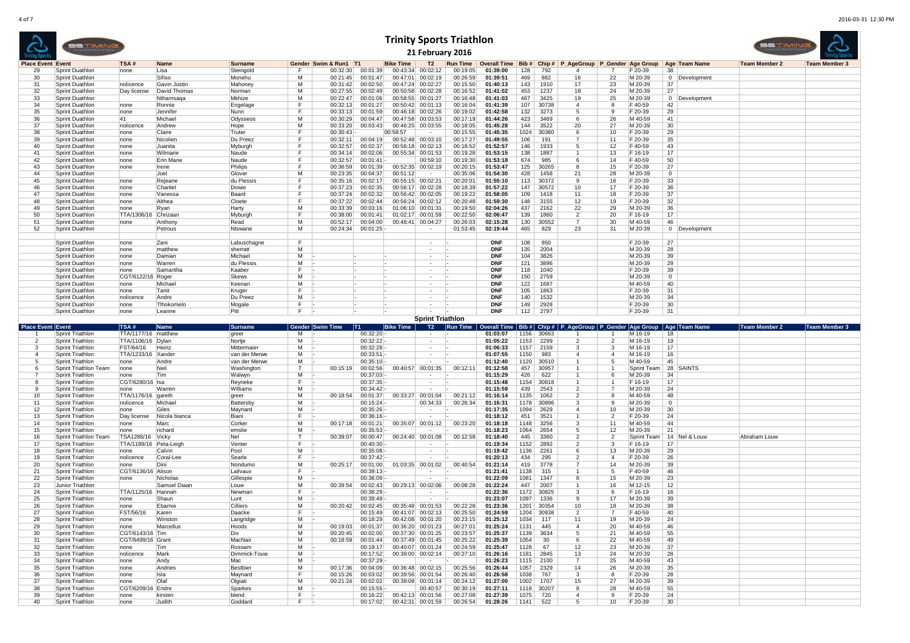# Trinity Sports Triathlon

## 21 February 2016

| Place | Event | Event | TSA # | Name | Surname | Gender | Swim & Run1 | T1 | Bike Time | T2 | Run Time | Overall Time | Bib # | Chip # | P_AgeGroup | P_Gender | Age Group | Age | Team Name | Team Member 2 | Team Member 3 |
|---|---|---|---|---|---|---|---|---|---|---|---|---|---|---|---|---|---|---|---|---|---|
| 29 | | Sprint Duathlon | none | Lisa | Steingold | F | 00:32:30 | 00:01:39 | 00:43:34 | 00:02:12 | 00:19:05 | 01:39:00 | 128 | 792 | 4 | 7 | F 20-39 | 38 | | | |
| 30 | | Sprint Duathlon | | Sifiso | Monehu | M | 00:21:45 | 00:01:47 | 00:47:01 | 00:02:19 | 00:26:59 | 01:39:51 | 469 | 882 | 16 | 22 | M 20-39 | 0 | Development | | |
| 31 | | Sprint Duathlon | nolicence | Gavin Justin | Mahoney | M | 00:31:42 | 00:02:50 | 00:47:24 | 00:02:27 | 00:15:50 | 01:40:13 | 143 | 1910 | 17 | 23 | M 20-39 | 37 | | | |
| 32 | | Sprint Duathlon | Day license | David Thomas | Norman | M | 00:27:55 | 00:02:49 | 00:50:58 | 00:02:28 | 00:16:52 | 01:41:02 | 453 | 1237 | 18 | 24 | M 20-39 | 27 | | | |
| 33 | | Sprint Duathlon | | Nthamsaqa | Mkhize | M | 00:22:47 | 00:01:06 | 00:58:55 | 00:01:27 | 00:16:48 | 01:41:03 | 467 | 3425 | 19 | 25 | M 20-39 | 0 | Development | | |
| 34 | | Sprint Duathlon | none | Ronnie | Engelage | F | 00:32:13 | 00:01:27 | 00:50:42 | 00:01:13 | 00:16:04 | 01:41:39 | 107 | 30738 | 4 | 8 | F 40-59 | 42 | | | |
| 35 | | Sprint Duathlon | none | Jennifer | Nunn | F | 00:33:13 | 00:01:59 | 00:46:18 | 00:02:26 | 00:19:02 | 01:42:58 | 132 | 3273 | 5 | 9 | F 20-39 | 29 | | | |
| 36 | | Sprint Duathlon | 41 | Michael | Odysseos | M | 00:30:29 | 00:04:47 | 00:47:58 | 00:03:53 | 00:17:19 | 01:44:26 | 423 | 3469 | 6 | 26 | M 40-59 | 41 | | | |
| 37 | | Sprint Duathlon | nolicence | Andrew | Hope | M | 00:33:20 | 00:03:43 | 00:46:25 | 00:03:55 | 00:18:05 | 01:45:28 | 144 | 3522 | 20 | 27 | M 20-39 | 30 | | | |
| 38 | | Sprint Duathlon | none | Claire | Truter | F | 00:30:43 | - | 00:58:57 | - | 00:15:55 | 01:45:35 | 1024 | 30380 | 6 | 10 | F 20-39 | 29 | | | |
| 39 | | Sprint Duathlon | none | Nicolien | Du Preez | F | 00:32:11 | 00:04:19 | 00:52:48 | 00:03:10 | 00:17:27 | 01:49:55 | 106 | 191 | 7 | 11 | F 20-39 | 35 | | | |
| 40 | | Sprint Duathlon | none | Juanita | Myburgh | F | 00:32:57 | 00:02:37 | 00:56:18 | 00:02:13 | 00:18:52 | 01:52:57 | 146 | 1933 | 5 | 12 | F 40-59 | 43 | | | |
| 41 | | Sprint Duathlon | none | Wilmarie | Naude | F | 00:34:14 | 00:02:06 | 00:55:34 | 00:01:53 | 00:19:28 | 01:53:15 | 138 | 1887 | 1 | 13 | F 16-19 | 17 | | | |
| 42 | | Sprint Duathlon | none | Erin Marie | Naude | F | 00:32:57 | 00:01:41 | - | 00:59:10 | 00:19:30 | 01:53:18 | 674 | 985 | 6 | 14 | F 40-59 | 50 | | | |
| 43 | | Sprint Duathlon | none | Irene | Philips | F | 00:36:59 | 00:01:39 | 00:52:35 | 00:02:19 | 00:20:15 | 01:53:47 | 125 | 30265 | 8 | 15 | F 20-39 | 27 | | | |
| 44 | | Sprint Duathlon | | Joel | Glover | M | 00:23:35 | 00:04:37 | 00:51:12 | - | 00:35:06 | 01:54:30 | 428 | 1458 | 21 | 28 | M 20-39 | 0 | | | |
| 45 | | Sprint Duathlon | none | Rejeane | du Plessis | F | 00:35:16 | 00:02:17 | 00:55:15 | 00:02:21 | 00:20:01 | 01:55:10 | 113 | 30372 | 9 | 16 | F 20-39 | 33 | | | |
| 46 | | Sprint Duathlon | none | Chantel | Dowie | F | 00:37:23 | 00:02:35 | 00:56:17 | 00:02:28 | 00:18:39 | 01:57:22 | 147 | 30572 | 10 | 17 | F 20-39 | 36 | | | |
| 47 | | Sprint Duathlon | none | Vanessa | Baard | F | 00:37:24 | 00:02:32 | 00:56:42 | 00:02:05 | 00:19:22 | 01:58:05 | 109 | 1418 | 11 | 18 | F 20-39 | 37 | | | |
| 48 | | Sprint Duathlon | none | Althea | Cloete | F | 00:37:22 | 00:02:44 | 00:56:24 | 00:02:12 | 00:20:48 | 01:59:30 | 148 | 3155 | 12 | 19 | F 20-39 | 32 | | | |
| 49 | | Sprint Duathlon | none | Ryan | Harty | M | 00:33:39 | 00:03:16 | 01:06:10 | 00:01:31 | 00:19:50 | 02:04:26 | 437 | 2162 | 22 | 29 | M 20-39 | 36 | | | |
| 50 | | Sprint Duathlon | TTA/1306/16 | Chrizaan | Myburgh | F | 00:38:00 | 00:01:41 | 01:02:17 | 00:01:59 | 00:22:50 | 02:06:47 | 139 | 1860 | 2 | 20 | F 16-19 | 17 | | | |
| 51 | | Sprint Duathlon | none | Anthony | Read | M | 00:52:17 | 00:04:00 | 00:48:41 | 00:04:27 | 00:26:03 | 02:15:28 | 130 | 30552 | 7 | 30 | M 40-59 | 46 | | | |
| 52 | | Sprint Duathlon | | Petrous | Ntswane | M | 00:24:34 | 00:01:25 | - | - | 01:53:45 | 02:19:44 | 465 | 829 | 23 | 31 | M 20-39 | 0 | Development | | |
| | | Sprint Duathlon | none | Zani | Labuschagne | F | | | | - | - | DNF | 108 | 850 | | | F 20-39 | 27 | | | |
| | | Sprint Duathlon | none | matthew | sherratt | M | | | | - | - | DNF | 135 | 2004 | | | M 20-39 | 28 | | | |
| | | Sprint Duathlon | none | Damian | Michael | M | - | - | - | - | - | DNF | 104 | 3826 | | | M 20-39 | 39 | | | |
| | | Sprint Duathlon | none | Warren | du Plessis | M | - | - | - | - | - | DNF | 121 | 3896 | | | M 20-39 | 29 | | | |
| | | Sprint Duathlon | none | Samantha | Kaaber | F | - | - | - | - | - | DNF | 118 | 1040 | | | F 20-39 | 39 | | | |
| | | Sprint Duathlon | CGT/6122/16 | Roger | Skews | M | - | - | - | - | - | DNF | 150 | 2759 | | | M 20-39 | 0 | | | |
| | | Sprint Duathlon | none | Michael | Keenan | M | - | - | - | - | - | DNF | 122 | 1687 | | | M 40-59 | 40 | | | |
| | | Sprint Duathlon | none | Tanit | Kruger | F | - | - | - | - | - | DNF | 105 | 1863 | | | F 20-39 | 31 | | | |
| | | Sprint Duathlon | nolicence | Andre | Du Preez | M | - | - | - | - | - | DNF | 140 | 1532 | | | M 20-39 | 34 | | | |
| | | Sprint Duathlon | none | Tlhokomelo | Mogale | F | - | - | - | - | - | DNF | 149 | 2928 | | | F 20-39 | 30 | | | |
| | | Sprint Duathlon | none | Leanne | Pitt | F | - | - | - | - | - | DNF | 112 | 2797 | | | F 20-39 | 31 | | | |

## Sprint Triathlon

| Place | Event | Event | TSA # | Name | Surname | Gender | Swim Time | T1 | Bike Time | T2 | Run Time | Overall Time | Bib # | Chip # | P_AgeGroup | P_Gender | Age Group | Age | Team Name | Team Member 2 | Team Member 3 |
|---|---|---|---|---|---|---|---|---|---|---|---|---|---|---|---|---|---|---|---|---|---|
| 1 | | Sprint Triathlon | TTA/1177/16 | matthew | greer | M | - | 00:32:20 | - | - | - | 01:03:07 | 1156 | 30663 | 1 | 1 | M 16-19 | 18 | | | |
| 2 | | Sprint Triathlon | TTA/1106/16 | Dylan | Nortje | M | - | 00:32:22 | - | - | - | 01:05:22 | 1153 | 2299 | 2 | 2 | M 16-19 | 19 | | | |
| 3 | | Sprint Triathlon | FST/64/16 | Heinz | Mittermaier | M | - | 00:32:28 | - | - | - | 01:06:33 | 1157 | 2159 | 3 | 3 | M 16-19 | 17 | | | |
| 4 | | Sprint Triathlon | TTA/1233/16 | Xander | van der Merwe | M | - | 00:33:51 | - | - | - | 01:07:55 | 1150 | 983 | 4 | 4 | M 16-19 | 16 | | | |
| 5 | | Sprint Triathlon | none | Andre | van der Merwe | M | - | 00:35:10 | - | - | - | 01:12:40 | 1120 | 30510 | 1 | 5 | M 40-59 | 45 | | | |
| 6 | | Sprint Triathlon Team | none | Neil | Washington | T | 00:15:19 | 00:02:56 | 00:40:57 | 00:01:35 | 00:12:11 | 01:12:58 | 457 | 30957 | 1 | 1 | Sprint Team | 28 | SAINTS | | |
| 7 | | Sprint Triathlon | none | Tim | Walwyn | M | - | 00:37:03 | - | - | - | 01:15:29 | 426 | 622 | 1 | 6 | M 20-39 | 34 | | | |
| 8 | | Sprint Triathlon | CGT/6280/16 | Isa | Reyneke | F | - | 00:37:35 | - | - | - | 01:15:48 | 1154 | 30818 | 1 | 1 | F 16-19 | 17 | | | |
| 9 | | Sprint Triathlon | none | Warren | Williams | M | - | 00:34:42 | - | - | - | 01:15:59 | 439 | 2543 | 2 | 7 | M 20-39 | 24 | | | |
| 10 | | Sprint Triathlon | TTA/1176/16 | gareth | greer | M | 00:18:54 | 00:01:37 | 00:33:27 | 00:01:04 | 00:21:12 | 01:16:14 | 1135 | 1062 | 2 | 8 | M 40-59 | 48 | | | |
| 11 | | Sprint Triathlon | nolicence | Michael | Battersby | M | - | 00:15:24 | - | 00:34:33 | 00:26:34 | 01:16:31 | 1178 | 30896 | 3 | 9 | M 20-39 | 0 | | | |
| 12 | | Sprint Triathlon | none | Giles | Maynard | M | - | 00:35:26 | - | - | - | 01:17:35 | 1094 | 2629 | 4 | 10 | M 20-39 | 30 | | | |
| 13 | | Sprint Triathlon | Day license | Nicola bianca | Biani | F | - | 00:36:16 | - | - | - | 01:18:12 | 451 | 3521 | 1 | 2 | F 20-39 | 24 | | | |
| 14 | | Sprint Triathlon | none | Marc | Corker | M | 00:17:18 | 00:01:21 | 00:35:07 | 00:01:12 | 00:23:20 | 01:18:18 | 1148 | 3256 | 3 | 11 | M 40-59 | 44 | | | |
| 15 | | Sprint Triathlon | none | richard | emslie | M | - | 00:35:53 | - | - | - | 01:18:23 | 1064 | 2654 | 5 | 12 | M 20-39 | 21 | | | |
| 16 | | Sprint Triathlon Team | TSA1286/16 | Vicky | Nel | T | 00:39:07 | 00:00:47 | 00:24:40 | 00:01:08 | 00:12:58 | 01:18:40 | 445 | 3360 | 2 | 2 | Sprint Team | 14 | Nel & Louw | Abraham Louw | |
| 17 | | Sprint Triathlon | TTA/1189/16 | Peta-Leigh | Venter | F | - | 00:40:30 | - | - | - | 01:19:34 | 1152 | 2892 | 2 | 3 | F 16-19 | 17 | | | |
| 18 | | Sprint Triathlon | none | Calvin | Pool | M | - | 00:35:08 | - | - | - | 01:19:42 | 1136 | 2261 | 6 | 13 | M 20-39 | 29 | | | |
| 19 | | Sprint Triathlon | nolicence | Coral-Lee | Searle | F | - | 00:37:42 | - | - | - | 01:20:13 | 434 | 295 | 2 | 4 | F 20-39 | 26 | | | |
| 20 | | Sprint Triathlon | none | Dini | Nondumo | M | 00:25:17 | 00:01:00 | 01:03:35 | 00:01:02 | 00:40:54 | 01:21:14 | 419 | 3778 | 7 | 14 | M 20-39 | 39 | | | |
| 21 | | Sprint Triathlon | CGT/6136/16 | Alison | Lailvaux | F | - | 00:39:13 | - | - | - | 01:21:41 | 1138 | 315 | 1 | 5 | F 40-59 | 46 | | | |
| 22 | | Sprint Triathlon | none | Nicholas | Gillespie | M | - | 00:36:09 | - | - | - | 01:22:09 | 1081 | 1347 | 8 | 15 | M 20-39 | 23 | | | |
| 23 | | Junior Triathlon | | Samuel Diaan | Louw | M | 00:39:54 | 00:02:43 | 00:29:13 | 00:02:06 | 00:08:28 | 01:22:24 | 447 | 2007 | 1 | 16 | M 12-15 | 12 | | | |
| 24 | | Sprint Triathlon | TTA/1125/16 | Hannah | Newman | F | - | 00:38:29 | - | - | - | 01:22:36 | 1172 | 30825 | 3 | 6 | F 16-19 | 16 | | | |
| 25 | | Sprint Triathlon | none | Shaun | Lunt | M | - | 00:39:49 | - | - | - | 01:23:07 | 1097 | 1336 | 9 | 17 | M 20-39 | 39 | | | |
| 26 | | Sprint Triathlon | none | Ebarnie | Cilliers | M | 00:20:42 | 00:02:45 | 00:35:48 | 00:01:53 | 00:22:28 | 01:23:36 | 1201 | 30354 | 10 | 18 | M 20-39 | 38 | | | |
| 27 | | Sprint Triathlon | FST/56/16 | Karen | Daacke | F | - | 00:15:49 | 00:41:07 | 00:02:13 | 00:25:50 | 01:24:59 | 1204 | 30938 | 2 | 7 | F 40-59 | 40 | | | |
| 28 | | Sprint Triathlon | none | Winston | Langridge | M | - | 00:18:29 | 00:42:08 | 00:01:20 | 00:23:15 | 01:25:12 | 1034 | 117 | 11 | 19 | M 20-39 | 24 | | | |
| 29 | | Sprint Triathlon | none | Marcellus | Hoods | M | 00:19:03 | 00:01:37 | 00:36:20 | 00:01:23 | 00:27:01 | 01:25:24 | 1131 | 445 | 4 | 20 | M 40-59 | 46 | | | |
| 30 | | Sprint Triathlon | CGT/6143/16 | Tim | Dix | M | 00:20:45 | 00:02:00 | 00:37:30 | 00:01:25 | 00:23:57 | 01:25:37 | 1139 | 3634 | 5 | 21 | M 40-59 | 55 | | | |
| 31 | | Sprint Triathlon | CGT/6499/16 | Grant | MacNair | M | 00:18:59 | 00:01:44 | 00:37:49 | 00:01:45 | 00:25:22 | 01:25:39 | 1054 | 30 | 6 | 22 | M 40-59 | 49 | | | |
| 32 | | Sprint Triathlon | none | Tim | Rossam | M | - | 00:19:17 | 00:40:07 | 00:01:54 | 00:24:59 | 01:25:47 | 1128 | 67 | 12 | 23 | M 20-39 | 37 | | | |
| 33 | | Sprint Triathlon | nolicence | Mark | Dimmick-Touw | M | - | 00:17:52 | 00:39:00 | 00:02:14 | 00:27:10 | 01:26:16 | 1181 | 2845 | 13 | 24 | M 20-39 | 28 | | | |
| 34 | | Sprint Triathlon | none | Andy | Mac | M | - | 00:37:29 | - | - | - | 01:26:23 | 1115 | 2100 | 7 | 25 | M 40-59 | 43 | | | |
| 35 | | Sprint Triathlon | none | Andries | Bestbier | M | 00:17:36 | 00:04:09 | 00:36:48 | 00:02:15 | 00:25:56 | 01:26:44 | 1057 | 2329 | 14 | 26 | M 20-39 | 35 | | | |
| 36 | | Sprint Triathlon | none | Isla | Maynard | F | 00:15:26 | 00:03:02 | 00:39:56 | 00:01:54 | 00:26:40 | 01:26:58 | 1038 | 767 | 3 | 8 | F 20-39 | 28 | | | |
| 37 | | Sprint Triathlon | none | Olaf | Olgiati | M | 00:21:24 | 00:02:02 | 00:38:08 | 00:01:14 | 00:24:12 | 01:27:00 | 1002 | 1707 | 15 | 27 | M 20-39 | 39 | | | |
| 38 | | Sprint Triathlon | CGT/6209/16 | Endre | Sparkes | M | - | 00:15:55 | - | 00:40:57 | 00:30:19 | 01:27:11 | 1118 | 30207 | 8 | 28 | M 40-59 | 55 | | | |
| 39 | | Sprint Triathlon | none | kirsten | blend | F | - | 00:16:22 | 00:42:09 | 00:01:56 | 00:27:08 | 01:27:39 | 1075 | 720 | 4 | 9 | F 20-39 | 24 | | | |
| 40 | | Sprint Triathlon | none | Judith | Goddard | F | - | 00:17:02 | 00:42:31 | 00:01:59 | 00:26:54 | 01:28:26 | 1141 | 522 | 5 | 10 | F 20-39 | 30 | | | |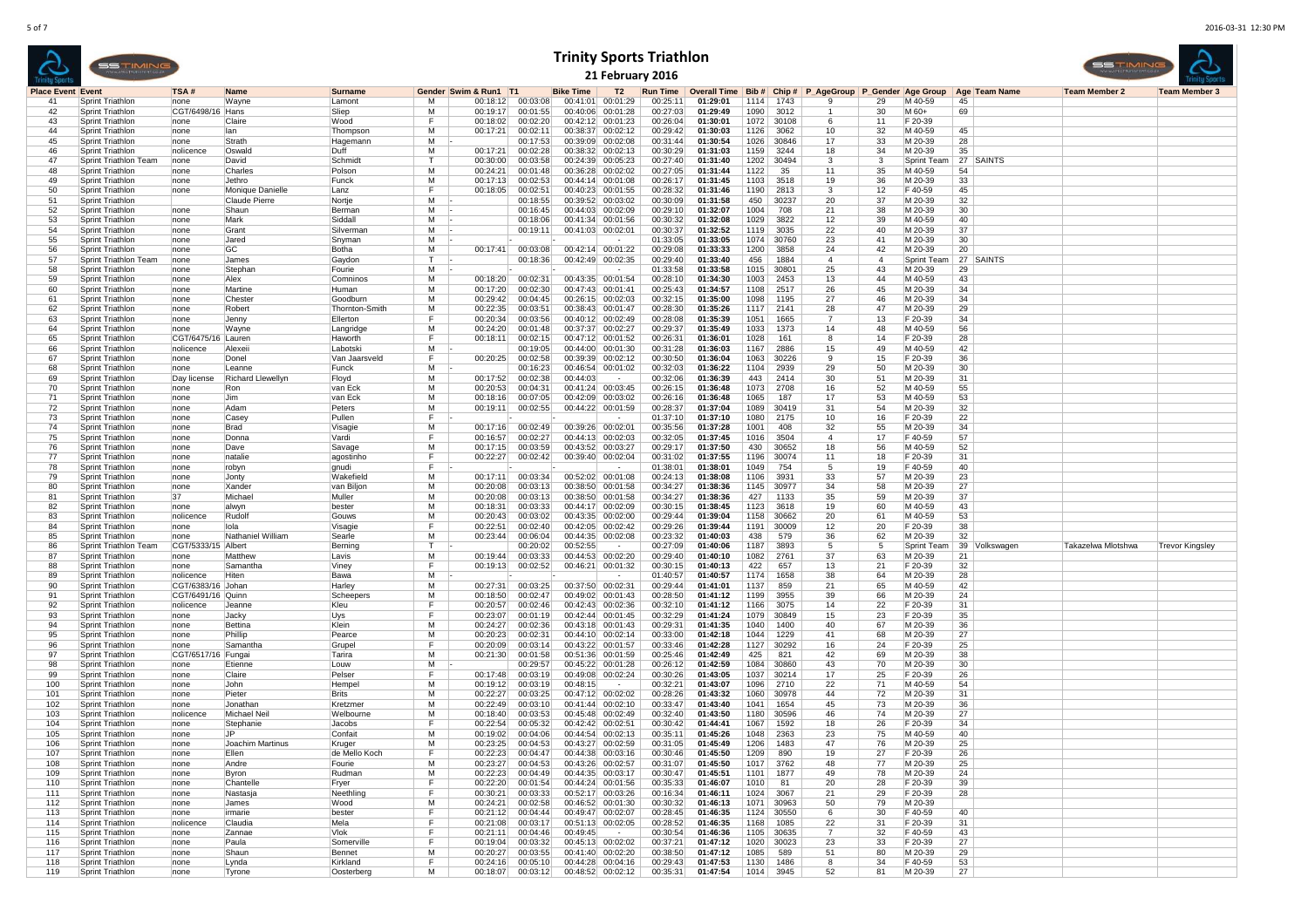# Trinity Sports Triathlon

## 21 February 2016

| Place | Event | Event | TSA # | Name | Surname | Gender | Swim & Run1 | T1 | Bike Time | T2 | Run Time | Overall Time | Bib # | Chip # | P_AgeGroup | P_Gender | Age Group | Age | Team Name | Team Member 2 | Team Member 3 |
|---|---|---|---|---|---|---|---|---|---|---|---|---|---|---|---|---|---|---|---|---|---|
| 41 | | Sprint Triathlon | none | Wayne | Lamont | M | 00:18:12 | 00:03:08 | 00:41:01 | 00:01:29 | 00:25:11 | 01:29:01 | 1114 | 1743 | 9 | 29 | M 40-59 | 45 | | | |
| 42 | | Sprint Triathlon | CGT/6498/16 | Hans | Sliep | M | 00:19:17 | 00:01:55 | 00:40:06 | 00:01:28 | 00:27:03 | 01:29:49 | 1090 | 3012 | 1 | 30 | M 60+ | 69 | | | |
| 43 | | Sprint Triathlon | none | Claire | Wood | F | 00:18:02 | 00:02:20 | 00:42:12 | 00:01:23 | 00:26:04 | 01:30:01 | 1072 | 30108 | 6 | 11 | F 20-39 | | | | |
| 44 | | Sprint Triathlon | none | Ian | Thompson | M | 00:17:21 | 00:02:11 | 00:38:37 | 00:02:12 | 00:29:42 | 01:30:03 | 1126 | 3062 | 10 | 32 | M 40-59 | 45 | | | |
| 45 | | Sprint Triathlon | none | Strath | Hagemann | M | - | 00:17:53 | 00:39:09 | 00:02:08 | 00:31:44 | 01:30:54 | 1026 | 30846 | 17 | 33 | M 20-39 | 28 | | | |
| 46 | | Sprint Triathlon | nolicence | Oswald | Duff | M | 00:17:21 | 00:02:28 | 00:38:32 | 00:02:13 | 00:30:29 | 01:31:03 | 1159 | 3244 | 18 | 34 | M 20-39 | 35 | | | |
| 47 | | Sprint Triathlon Team | none | David | Schmidt | T | 00:30:00 | 00:03:58 | 00:24:39 | 00:05:23 | 00:27:40 | 01:31:40 | 1202 | 30494 | 3 | 3 | Sprint Team | 27 | SAINTS | | |
| 48 | | Sprint Triathlon | none | Charles | Polson | M | 00:24:21 | 00:01:48 | 00:36:28 | 00:02:02 | 00:27:05 | 01:31:44 | 1122 | 35 | 11 | 35 | M 40-59 | 54 | | | |
| 49 | | Sprint Triathlon | none | Jethro | Funck | M | 00:17:13 | 00:02:53 | 00:44:14 | 00:01:08 | 00:26:17 | 01:31:45 | 1103 | 3518 | 19 | 36 | M 20-39 | 33 | | | |
| 50 | | Sprint Triathlon | none | Monique Danielle | Lanz | F | 00:18:05 | 00:02:51 | 00:40:23 | 00:01:55 | 00:28:32 | 01:31:46 | 1190 | 2813 | 3 | 12 | F 40-59 | 45 | | | |
| 51 | | Sprint Triathlon | | Claude Pierre | Nortje | M | - | 00:18:55 | 00:39:52 | 00:03:02 | 00:30:09 | 01:31:58 | 450 | 30237 | 20 | 37 | M 20-39 | 32 | | | |
| 52 | | Sprint Triathlon | none | Shaun | Berman | M | - | 00:16:45 | 00:44:03 | 00:02:09 | 00:29:10 | 01:32:07 | 1004 | 708 | 21 | 38 | M 20-39 | 30 | | | |
| 53 | | Sprint Triathlon | none | Mark | Siddall | M | - | 00:18:06 | 00:41:34 | 00:01:56 | 00:30:32 | 01:32:08 | 1029 | 3822 | 12 | 39 | M 40-59 | 40 | | | |
| 54 | | Sprint Triathlon | none | Grant | Silverman | M | - | 00:19:11 | 00:41:03 | 00:02:01 | 00:30:37 | 01:32:52 | 1119 | 3035 | 22 | 40 | M 20-39 | 37 | | | |
| 55 | | Sprint Triathlon | none | Jared | Snyman | M | - | | | - | 01:33:05 | 01:33:05 | 1074 | 30760 | 23 | 41 | M 20-39 | 30 | | | |
| 56 | | Sprint Triathlon | none | GC | Botha | M | 00:17:41 | 00:03:08 | 00:42:14 | 00:01:22 | 00:29:08 | 01:33:33 | 1200 | 3858 | 24 | 42 | M 20-39 | 20 | | | |
| 57 | | Sprint Triathlon Team | none | James | Gaydon | T | - | 00:18:36 | 00:42:49 | 00:02:35 | 00:29:40 | 01:33:40 | 456 | 1884 | 4 | 4 | Sprint Team | 27 | SAINTS | | |
| 58 | | Sprint Triathlon | none | Stephan | Fourie | M | - | | | - | 01:33:58 | 01:33:58 | 1015 | 30801 | 25 | 43 | M 20-39 | 29 | | | |
| 59 | | Sprint Triathlon | none | Alex | Comninos | M | 00:18:20 | 00:02:31 | 00:43:35 | 00:01:54 | 00:28:10 | 01:34:30 | 1003 | 2453 | 13 | 44 | M 40-59 | 43 | | | |
| 60 | | Sprint Triathlon | none | Martine | Human | M | 00:17:20 | 00:02:30 | 00:47:43 | 00:01:41 | 00:25:43 | 01:34:57 | 1108 | 2517 | 26 | 45 | M 20-39 | 34 | | | |
| 61 | | Sprint Triathlon | none | Chester | Goodburn | M | 00:29:42 | 00:04:45 | 00:26:15 | 00:02:03 | 00:32:15 | 01:35:00 | 1098 | 1195 | 27 | 46 | M 20-39 | 34 | | | |
| 62 | | Sprint Triathlon | none | Robert | Thornton-Smith | M | 00:22:35 | 00:03:51 | 00:38:43 | 00:01:47 | 00:28:30 | 01:35:26 | 1117 | 2141 | 28 | 47 | M 20-39 | 29 | | | |
| 63 | | Sprint Triathlon | none | Jenny | Ellerton | F | 00:20:34 | 00:03:56 | 00:40:12 | 00:02:49 | 00:28:08 | 01:35:39 | 1051 | 1665 | 7 | 13 | F 20-39 | 34 | | | |
| 64 | | Sprint Triathlon | none | Wayne | Langridge | M | 00:24:20 | 00:01:48 | 00:37:37 | 00:02:27 | 00:29:37 | 01:35:49 | 1033 | 1373 | 14 | 48 | M 40-59 | 56 | | | |
| 65 | | Sprint Triathlon | CGT/6475/16 | Lauren | Haworth | F | 00:18:11 | 00:02:15 | 00:47:12 | 00:01:52 | 00:26:31 | 01:36:01 | 1028 | 161 | 8 | 14 | F 20-39 | 28 | | | |
| 66 | | Sprint Triathlon | nolicence | Alexeii | Labotski | M | - | 00:19:05 | 00:44:00 | 00:01:30 | 00:31:28 | 01:36:03 | 1167 | 2886 | 15 | 49 | M 40-59 | 42 | | | |
| 67 | | Sprint Triathlon | none | Donel | Van Jaarsveld | F | 00:20:25 | 00:02:58 | 00:39:39 | 00:02:12 | 00:30:50 | 01:36:04 | 1063 | 30226 | 9 | 15 | F 20-39 | 36 | | | |
| 68 | | Sprint Triathlon | none | Leanne | Funck | M | - | 00:16:23 | 00:46:54 | 00:01:02 | 00:32:03 | 01:36:22 | 1104 | 2939 | 29 | 50 | M 20-39 | 30 | | | |
| 69 | | Sprint Triathlon | Day license | Richard Llewellyn | Floyd | M | 00:17:52 | 00:02:38 | 00:44:03 | - | 00:32:06 | 01:36:39 | 443 | 2414 | 30 | 51 | M 20-39 | 31 | | | |
| 70 | | Sprint Triathlon | none | Ron | van Eck | M | 00:20:53 | 00:04:31 | 00:41:24 | 00:03:45 | 00:26:15 | 01:36:48 | 1073 | 2708 | 16 | 52 | M 40-59 | 55 | | | |
| 71 | | Sprint Triathlon | none | Jim | van Eck | M | 00:18:16 | 00:07:05 | 00:42:09 | 00:03:02 | 00:26:16 | 01:36:48 | 1065 | 187 | 17 | 53 | M 40-59 | 53 | | | |
| 72 | | Sprint Triathlon | none | Adam | Peters | M | 00:19:11 | 00:02:55 | 00:44:22 | 00:01:59 | 00:28:37 | 01:37:04 | 1089 | 30419 | 31 | 54 | M 20-39 | 32 | | | |
| 73 | | Sprint Triathlon | none | Casey | Pullen | F | - | | | - | 01:37:10 | 01:37:10 | 1080 | 2175 | 10 | 16 | F 20-39 | 22 | | | |
| 74 | | Sprint Triathlon | none | Brad | Visagie | M | 00:17:16 | 00:02:49 | 00:39:26 | 00:02:01 | 00:35:56 | 01:37:28 | 1001 | 408 | 32 | 55 | M 20-39 | 34 | | | |
| 75 | | Sprint Triathlon | none | Donna | Vardi | F | 00:16:57 | 00:02:27 | 00:44:13 | 00:02:03 | 00:32:05 | 01:37:45 | 1016 | 3504 | 4 | 17 | F 40-59 | 57 | | | |
| 76 | | Sprint Triathlon | none | Dave | Savage | M | 00:17:15 | 00:03:59 | 00:43:52 | 00:03:27 | 00:29:17 | 01:37:50 | 430 | 30652 | 18 | 56 | M 40-59 | 52 | | | |
| 77 | | Sprint Triathlon | none | natalie | agostinho | F | 00:22:27 | 00:02:42 | 00:39:40 | 00:02:04 | 00:31:02 | 01:37:55 | 1196 | 30074 | 11 | 18 | F 20-39 | 31 | | | |
| 78 | | Sprint Triathlon | none | robyn | gnudi | F | - | | | - | 01:38:01 | 01:38:01 | 1049 | 754 | 5 | 19 | F 40-59 | 40 | | | |
| 79 | | Sprint Triathlon | none | Jonty | Wakefield | M | 00:17:11 | 00:03:34 | 00:52:02 | 00:01:08 | 00:24:13 | 01:38:08 | 1106 | 3931 | 33 | 57 | M 20-39 | 23 | | | |
| 80 | | Sprint Triathlon | none | Xander | van Biljon | M | 00:20:08 | 00:03:13 | 00:38:50 | 00:01:58 | 00:34:27 | 01:38:36 | 1145 | 30977 | 34 | 58 | M 20-39 | 27 | | | |
| 81 | | Sprint Triathlon | 37 | Michael | Muller | M | 00:20:08 | 00:03:13 | 00:38:50 | 00:01:58 | 00:34:27 | 01:38:36 | 427 | 1133 | 35 | 59 | M 20-39 | 37 | | | |
| 82 | | Sprint Triathlon | none | alwyn | bester | M | 00:18:31 | 00:03:33 | 00:44:17 | 00:02:09 | 00:30:15 | 01:38:45 | 1123 | 3618 | 19 | 60 | M 40-59 | 43 | | | |
| 83 | | Sprint Triathlon | nolicence | Rudolf | Gouws | M | 00:20:43 | 00:03:02 | 00:43:35 | 00:02:00 | 00:29:44 | 01:39:04 | 1158 | 30662 | 20 | 61 | M 40-59 | 53 | | | |
| 84 | | Sprint Triathlon | none | lola | Visagie | F | 00:22:51 | 00:02:40 | 00:42:05 | 00:02:42 | 00:29:26 | 01:39:44 | 1191 | 30009 | 12 | 20 | F 20-39 | 38 | | | |
| 85 | | Sprint Triathlon | none | Nathaniel William | Searle | M | 00:23:44 | 00:06:04 | 00:44:35 | 00:02:08 | 00:23:32 | 01:40:03 | 438 | 579 | 36 | 62 | M 20-39 | 32 | | | |
| 86 | | Sprint Triathlon Team | CGT/5333/15 | Albert | Berning | T | - | 00:20:02 | 00:52:55 | - | 00:27:09 | 01:40:06 | 1187 | 3893 | 5 | 5 | Sprint Team | 39 | Volkswagen | Takazelwa Mlotshwa | Trevor Kingsley |
| 87 | | Sprint Triathlon | none | Matthew | Lavis | M | 00:19:44 | 00:03:33 | 00:44:53 | 00:02:20 | 00:29:40 | 01:40:10 | 1082 | 2761 | 37 | 63 | M 20-39 | 21 | | | |
| 88 | | Sprint Triathlon | none | Samantha | Viney | F | 00:19:13 | 00:02:52 | 00:46:21 | 00:01:32 | 00:30:15 | 01:40:13 | 422 | 657 | 13 | 21 | F 20-39 | 32 | | | |
| 89 | | Sprint Triathlon | nolicence | Hiten | Bawa | M | - | | | - | 01:40:57 | 01:40:57 | 1174 | 1658 | 38 | 64 | M 20-39 | 28 | | | |
| 90 | | Sprint Triathlon | CGT/6383/16 | Johan | Harley | M | 00:27:31 | 00:03:25 | 00:37:50 | 00:02:31 | 00:29:44 | 01:41:01 | 1137 | 859 | 21 | 65 | M 40-59 | 42 | | | |
| 91 | | Sprint Triathlon | CGT/6491/16 | Quinn | Scheepers | M | 00:18:50 | 00:02:47 | 00:49:02 | 00:01:43 | 00:28:50 | 01:41:12 | 1199 | 3955 | 39 | 66 | M 20-39 | 24 | | | |
| 92 | | Sprint Triathlon | nolicence | Jeanne | Kleu | F | 00:20:57 | 00:02:46 | 00:42:43 | 00:02:36 | 00:32:10 | 01:41:12 | 1166 | 3075 | 14 | 22 | F 20-39 | 31 | | | |
| 93 | | Sprint Triathlon | none | Jacky | Uys | F | 00:23:07 | 00:01:19 | 00:42:44 | 00:01:45 | 00:32:29 | 01:41:24 | 1079 | 30849 | 15 | 23 | F 20-39 | 35 | | | |
| 94 | | Sprint Triathlon | none | Bettina | Klein | M | 00:24:27 | 00:02:36 | 00:43:18 | 00:01:43 | 00:29:31 | 01:41:35 | 1040 | 1400 | 40 | 67 | M 20-39 | 36 | | | |
| 95 | | Sprint Triathlon | none | Phillip | Pearce | M | 00:20:23 | 00:02:31 | 00:44:10 | 00:02:14 | 00:33:00 | 01:42:18 | 1044 | 1229 | 41 | 68 | M 20-39 | 27 | | | |
| 96 | | Sprint Triathlon | none | Samantha | Grupel | F | 00:20:09 | 00:03:14 | 00:43:22 | 00:01:57 | 00:33:46 | 01:42:28 | 1127 | 30292 | 16 | 24 | F 20-39 | 25 | | | |
| 97 | | Sprint Triathlon | CGT/6517/16 | Fungai | Tarira | M | 00:21:30 | 00:01:58 | 00:51:36 | 00:01:59 | 00:25:46 | 01:42:49 | 425 | 821 | 42 | 69 | M 20-39 | 38 | | | |
| 98 | | Sprint Triathlon | none | Etienne | Louw | M | - | 00:29:57 | 00:45:22 | 00:01:28 | 00:26:12 | 01:42:59 | 1084 | 30860 | 43 | 70 | M 20-39 | 30 | | | |
| 99 | | Sprint Triathlon | none | Claire | Pelser | F | 00:17:48 | 00:03:19 | 00:49:08 | 00:02:24 | 00:30:26 | 01:43:05 | 1037 | 30214 | 17 | 25 | F 20-39 | 26 | | | |
| 100 | | Sprint Triathlon | none | John | Hempel | M | 00:19:12 | 00:03:19 | 00:48:15 | - | 00:32:21 | 01:43:07 | 1096 | 2710 | 22 | 71 | M 40-59 | 54 | | | |
| 101 | | Sprint Triathlon | none | Pieter | Brits | M | 00:22:27 | 00:03:25 | 00:47:12 | 00:02:02 | 00:28:26 | 01:43:32 | 1060 | 30978 | 44 | 72 | M 20-39 | 31 | | | |
| 102 | | Sprint Triathlon | none | Jonathan | Kretzmer | M | 00:22:49 | 00:03:10 | 00:41:44 | 00:02:10 | 00:33:47 | 01:43:40 | 1041 | 1654 | 45 | 73 | M 20-39 | 36 | | | |
| 103 | | Sprint Triathlon | nolicence | Michael Neil | Welbourne | M | 00:18:40 | 00:03:53 | 00:45:48 | 00:02:49 | 00:32:40 | 01:43:50 | 1180 | 30596 | 46 | 74 | M 20-39 | 27 | | | |
| 104 | | Sprint Triathlon | none | Stephanie | Jacobs | F | 00:22:54 | 00:05:32 | 00:42:42 | 00:02:51 | 00:30:42 | 01:44:41 | 1067 | 1592 | 18 | 26 | F 20-39 | 34 | | | |
| 105 | | Sprint Triathlon | none | JP | Confait | M | 00:19:02 | 00:04:06 | 00:44:54 | 00:02:13 | 00:35:11 | 01:45:26 | 1048 | 2363 | 23 | 75 | M 40-59 | 40 | | | |
| 106 | | Sprint Triathlon | none | Joachim Martinus | Kruger | M | 00:23:25 | 00:04:53 | 00:43:27 | 00:02:59 | 00:31:05 | 01:45:49 | 1206 | 1483 | 47 | 76 | M 20-39 | 25 | | | |
| 107 | | Sprint Triathlon | none | Ellen | de Mello Koch | F | 00:22:23 | 00:04:47 | 00:44:38 | 00:03:16 | 00:30:46 | 01:45:50 | 1209 | 890 | 19 | 27 | F 20-39 | 26 | | | |
| 108 | | Sprint Triathlon | none | Andre | Fourie | M | 00:23:27 | 00:04:53 | 00:43:26 | 00:02:57 | 00:31:07 | 01:45:50 | 1017 | 3762 | 48 | 77 | M 20-39 | 25 | | | |
| 109 | | Sprint Triathlon | none | Byron | Rudman | M | 00:22:23 | 00:04:49 | 00:44:35 | 00:03:17 | 00:30:47 | 01:45:51 | 1101 | 1877 | 49 | 78 | M 20-39 | 24 | | | |
| 110 | | Sprint Triathlon | none | Chantelle | Fryer | F | 00:22:20 | 00:01:54 | 00:44:24 | 00:01:56 | 00:35:33 | 01:46:07 | 1010 | 81 | 20 | 28 | F 20-39 | 39 | | | |
| 111 | | Sprint Triathlon | none | Nastasja | Neethling | F | 00:30:21 | 00:03:33 | 00:52:17 | 00:03:26 | 00:16:34 | 01:46:11 | 1024 | 3067 | 21 | 29 | F 20-39 | 28 | | | |
| 112 | | Sprint Triathlon | none | James | Wood | M | 00:20:27 | 00:02:58 | 00:46:52 | 00:01:30 | 00:30:32 | 01:46:13 | 1071 | 30963 | 50 | 79 | M 20-39 | | | | |
| 113 | | Sprint Triathlon | none | irmarie | bester | F | 00:21:12 | 00:04:44 | 00:49:47 | 00:02:07 | 00:28:45 | 01:46:35 | 1124 | 30550 | 6 | 30 | F 40-59 | 40 | | | |
| 114 | | Sprint Triathlon | nolicence | Claudia | Mela | F | 00:21:08 | 00:03:17 | 00:51:13 | 00:02:05 | 00:28:52 | 01:46:35 | 1168 | 1085 | 22 | 31 | F 20-39 | 31 | | | |
| 115 | | Sprint Triathlon | none | Zannae | Vlok | F | 00:21:11 | 00:04:46 | 00:49:45 | - | 00:30:54 | 01:46:36 | 1105 | 30635 | 7 | 32 | F 40-59 | 43 | | | |
| 116 | | Sprint Triathlon | none | Paula | Somerville | F | 00:19:04 | 00:03:32 | 00:45:13 | 00:02:02 | 00:37:21 | 01:47:12 | 1020 | 30023 | 23 | 33 | F 20-39 | 27 | | | |
| 117 | | Sprint Triathlon | none | Shaun | Bennet | M | 00:20:27 | 00:03:55 | 00:41:40 | 00:02:20 | 00:38:50 | 01:47:12 | 1085 | 589 | 51 | 80 | M 20-39 | 29 | | | |
| 118 | | Sprint Triathlon | none | Lynda | Kirkland | F | 00:24:16 | 00:05:10 | 00:44:28 | 00:04:16 | 00:29:43 | 01:47:53 | 1130 | 1486 | 8 | 34 | F 40-59 | 53 | | | |
| 119 | | Sprint Triathlon | none | Tyrone | Oosterberg | M | 00:18:07 | 00:03:12 | 00:48:52 | 00:02:12 | 00:35:31 | 01:47:54 | 1014 | 3945 | 52 | 81 | M 20-39 | 27 | | | |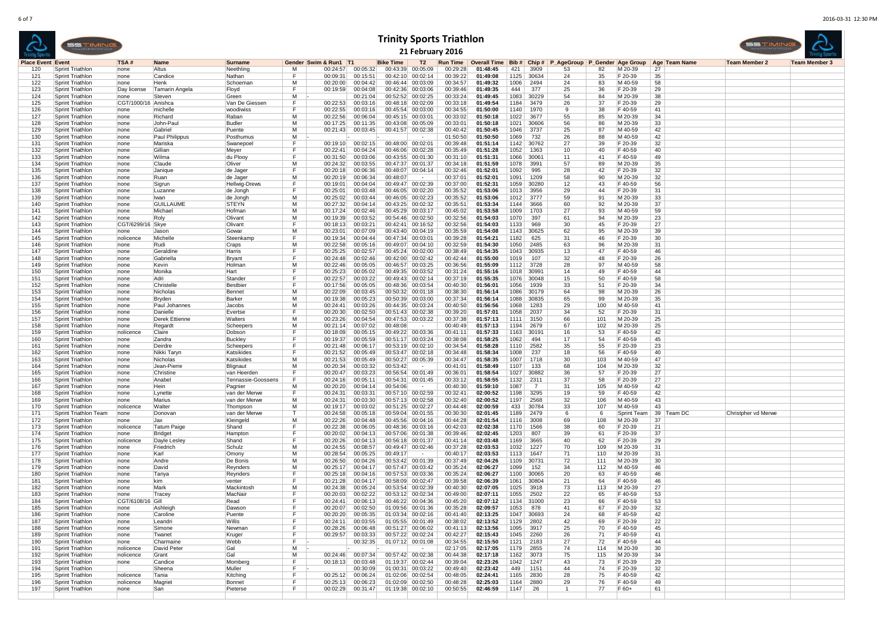# Trinity Sports Triathlon

## 21 February 2016

| Place Event | Event | TSA # | Name | Surname | Gender | Swim & Run1 | T1 | Bike Time | T2 | Run Time | Overall Time | Bib # | Chip # | P_AgeGroup | P_Gender | Age Group | Age | Team Name | Team Member 2 | Team Member 3 |
|---|---|---|---|---|---|---|---|---|---|---|---|---|---|---|---|---|---|---|---|---|
| 120 | Sprint Triathlon | none | Altus | Neethling | M | 00:24:57 | 00:05:32 | 00:43:39 | 00:05:09 | 00:29:28 | 01:48:45 | 421 | 3909 | 53 | 82 | M 20-39 | 27 | | | |
| 121 | Sprint Triathlon | none | Candice | Nathan | F | 00:09:31 | 00:15:51 | 00:42:10 | 00:02:14 | 00:39:22 | 01:49:08 | 1125 | 30634 | 24 | 35 | F 20-39 | 35 | | | |
| 122 | Sprint Triathlon | none | Henk | Schoeman | M | 00:20:00 | 00:04:42 | 00:46:44 | 00:03:09 | 00:34:57 | 01:49:32 | 1006 | 2494 | 24 | 83 | M 40-59 | 58 | | | |
| 123 | Sprint Triathlon | Day license | Tamarin Angela | Floyd | F | 00:19:59 | 00:04:08 | 00:42:36 | 00:03:06 | 00:39:46 | 01:49:35 | 444 | 377 | 25 | 36 | F 20-39 | 29 | | | |
| 124 | Sprint Triathlon | none | Steven | Green | M | - | 00:21:04 | 00:52:52 | 00:02:25 | 00:33:24 | 01:49:45 | 1083 | 30229 | 54 | 84 | M 20-39 | 38 | | | |
| 125 | Sprint Triathlon | CGT/1000/16 | Anishca | Van De Giessen | F | 00:22:53 | 00:03:16 | 00:48:18 | 00:02:09 | 00:33:18 | 01:49:54 | 1184 | 3479 | 26 | 37 | F 20-39 | 29 | | | |
| 126 | Sprint Triathlon | none | michelle | woodiwiss | F | 00:22:55 | 00:03:16 | 00:45:54 | 00:03:00 | 00:34:55 | 01:50:00 | 1140 | 1970 | 9 | 38 | F 40-59 | 41 | | | |
| 127 | Sprint Triathlon | none | Richard | Raban | M | 00:22:56 | 00:06:04 | 00:45:15 | 00:03:01 | 00:33:02 | 01:50:18 | 1022 | 3677 | 55 | 85 | M 20-39 | 34 | | | |
| 128 | Sprint Triathlon | none | John-Paul | Budler | M | 00:17:25 | 00:11:35 | 00:43:08 | 00:05:09 | 00:33:01 | 01:50:18 | 1021 | 30606 | 56 | 86 | M 20-39 | 33 | | | |
| 129 | Sprint Triathlon | none | Gabriel | Puente | M | 00:21:43 | 00:03:45 | 00:41:57 | 00:02:38 | 00:40:42 | 01:50:45 | 1046 | 3737 | 25 | 87 | M 40-59 | 42 | | | |
| 130 | Sprint Triathlon | none | Paul Philippus | Posthumus | M | - | - | | - | 01:50:50 | 01:50:50 | 1069 | 732 | 26 | 88 | M 40-59 | 42 | | | |
| 131 | Sprint Triathlon | none | Mariska | Swanepoel | F | 00:19:10 | 00:02:15 | 00:48:00 | 00:02:01 | 00:39:48 | 01:51:14 | 1142 | 30762 | 27 | 39 | F 20-39 | 32 | | | |
| 132 | Sprint Triathlon | none | Gillian | Meyer | F | 00:22:41 | 00:04:24 | 00:46:06 | 00:02:28 | 00:35:49 | 01:51:28 | 1052 | 1363 | 10 | 40 | F 40-59 | 40 | | | |
| 133 | Sprint Triathlon | none | Wilma | du Plooy | F | 00:31:50 | 00:03:06 | 00:43:55 | 00:01:30 | 00:31:10 | 01:51:31 | 1066 | 30061 | 11 | 41 | F 40-59 | 49 | | | |
| 134 | Sprint Triathlon | none | Claude | Oliver | M | 00:24:32 | 00:03:55 | 00:47:37 | 00:01:37 | 00:34:18 | 01:51:59 | 1078 | 3991 | 57 | 89 | M 20-39 | 35 | | | |
| 135 | Sprint Triathlon | none | Janique | de Jager | F | 00:20:18 | 00:06:36 | 00:48:07 | 00:04:14 | 00:32:46 | 01:52:01 | 1092 | 995 | 28 | 42 | F 20-39 | 32 | | | |
| 136 | Sprint Triathlon | none | Ruan | de Jager | M | 00:20:19 | 00:06:34 | 00:48:07 | - | 00:37:01 | 01:52:01 | 1091 | 1209 | 58 | 90 | M 20-39 | 32 | | | |
| 137 | Sprint Triathlon | none | Sigrun | Hellwig-Drews | F | 00:19:01 | 00:04:04 | 00:49:47 | 00:02:39 | 00:37:00 | 01:52:31 | 1059 | 30280 | 12 | 43 | F 40-59 | 56 | | | |
| 138 | Sprint Triathlon | none | Luzanne | de Jongh | F | 00:25:01 | 00:03:48 | 00:46:05 | 00:02:20 | 00:35:52 | 01:53:06 | 1013 | 3956 | 29 | 44 | F 20-39 | 31 | | | |
| 139 | Sprint Triathlon | none | Iwan | de Jongh | M | 00:25:02 | 00:03:44 | 00:46:05 | 00:02:23 | 00:35:52 | 01:53:06 | 1012 | 3777 | 59 | 91 | M 20-39 | 33 | | | |
| 140 | Sprint Triathlon | none | GUILLAUME | STEYN | M | 00:27:32 | 00:04:14 | 00:43:25 | 00:02:32 | 00:35:51 | 01:53:34 | 1144 | 3666 | 60 | 92 | M 20-39 | 37 | | | |
| 141 | Sprint Triathlon | none | Michael | Hofman | M | 00:17:24 | 00:02:46 | 00:45:29 | 00:03:17 | 00:45:02 | 01:53:58 | 1009 | 1703 | 27 | 93 | M 40-59 | 59 | | | |
| 142 | Sprint Triathlon | none | Roly | Olivant | M | 00:19:39 | 00:03:52 | 00:54:46 | 00:02:50 | 00:32:56 | 01:54:03 | 1070 | 397 | 61 | 94 | M 20-39 | 23 | | | |
| 143 | Sprint Triathlon | CGT/6299/16 | Skye | Olivant | F | 00:18:13 | 00:03:21 | 00:42:41 | 00:16:52 | 00:32:56 | 01:54:03 | 1133 | 969 | 30 | 45 | F 20-39 | 27 | | | |
| 144 | Sprint Triathlon | none | Jason | Gowar | M | 00:23:01 | 00:07:09 | 00:43:40 | 00:04:19 | 00:35:59 | 01:54:08 | 1143 | 30625 | 62 | 95 | M 20-39 | 39 | | | |
| 145 | Sprint Triathlon | nolicence | Michelle | Steenkamp | F | 00:19:34 | 00:04:44 | 00:47:34 | 00:03:01 | 00:39:28 | 01:54:21 | 1182 | 625 | 31 | 46 | F 20-39 | 30 | | | |
| 146 | Sprint Triathlon | none | Rudi | Craps | M | 00:22:58 | 00:05:16 | 00:49:07 | 00:04:10 | 00:32:59 | 01:54:30 | 1050 | 2485 | 63 | 96 | M 20-39 | 31 | | | |
| 147 | Sprint Triathlon | none | Geraldine | Harris | F | 00:25:25 | 00:02:57 | 00:45:24 | 00:02:00 | 00:38:49 | 01:54:35 | 1043 | 30935 | 13 | 47 | F 40-59 | 46 | | | |
| 148 | Sprint Triathlon | none | Gabriella | Bryant | F | 00:24:48 | 00:02:46 | 00:42:00 | 00:02:42 | 00:42:44 | 01:55:00 | 1019 | 107 | 32 | 48 | F 20-39 | 26 | | | |
| 149 | Sprint Triathlon | none | Kevin | Holman | M | 00:22:46 | 00:05:05 | 00:46:57 | 00:03:25 | 00:36:56 | 01:55:09 | 1112 | 3728 | 28 | 97 | M 40-59 | 58 | | | |
| 150 | Sprint Triathlon | none | Monika | Hart | F | 00:25:23 | 00:05:02 | 00:49:35 | 00:03:52 | 00:31:24 | 01:55:16 | 1018 | 30991 | 14 | 49 | F 40-59 | 44 | | | |
| 151 | Sprint Triathlon | none | Adri | Stander | F | 00:22:57 | 00:03:22 | 00:49:43 | 00:02:14 | 00:37:19 | 01:55:35 | 1076 | 30048 | 15 | 50 | F 40-59 | 58 | | | |
| 152 | Sprint Triathlon | none | Christelle | Bestbier | F | 00:17:56 | 00:05:05 | 00:48:36 | 00:03:54 | 00:40:30 | 01:56:01 | 1056 | 1939 | 33 | 51 | F 20-39 | 34 | | | |
| 153 | Sprint Triathlon | none | Nicholas | Bennet | M | 00:22:09 | 00:03:45 | 00:50:32 | 00:01:18 | 00:38:30 | 01:56:14 | 1086 | 30179 | 64 | 98 | M 20-39 | 26 | | | |
| 154 | Sprint Triathlon | none | Bryden | Barker | M | 00:19:38 | 00:05:23 | 00:50:39 | 00:03:00 | 00:37:34 | 01:56:14 | 1088 | 30835 | 65 | 99 | M 20-39 | 35 | | | |
| 155 | Sprint Triathlon | none | Paul Johannes | Jacobs | M | 00:24:41 | 00:03:26 | 00:44:35 | 00:03:24 | 00:40:50 | 01:56:56 | 1068 | 1283 | 29 | 100 | M 40-59 | 41 | | | |
| 156 | Sprint Triathlon | none | Danielle | Evertse | F | 00:20:30 | 00:02:50 | 00:51:43 | 00:02:38 | 00:39:20 | 01:57:01 | 1058 | 2037 | 34 | 52 | F 20-39 | 31 | | | |
| 157 | Sprint Triathlon | none | Derek Ettienne | Walters | M | 00:23:26 | 00:04:54 | 00:47:53 | 00:03:22 | 00:37:38 | 01:57:13 | 1111 | 3150 | 66 | 101 | M 20-39 | 25 | | | |
| 158 | Sprint Triathlon | none | Regardt | Scheepers | M | 00:21:14 | 00:07:02 | 00:48:08 | - | 00:40:49 | 01:57:13 | 1194 | 2679 | 67 | 102 | M 20-39 | 25 | | | |
| 159 | Sprint Triathlon | nolicence | Claire | Dobson | F | 00:18:09 | 00:05:15 | 00:49:22 | 00:03:36 | 00:41:11 | 01:57:33 | 1163 | 30191 | 16 | 53 | F 40-59 | 42 | | | |
| 160 | Sprint Triathlon | none | Zandra | Buckley | F | 00:19:37 | 00:05:59 | 00:51:17 | 00:03:24 | 00:38:08 | 01:58:25 | 1062 | 494 | 17 | 54 | F 40-59 | 45 | | | |
| 161 | Sprint Triathlon | none | Deirdre | Scheepers | F | 00:21:48 | 00:06:17 | 00:53:19 | 00:02:10 | 00:34:54 | 01:58:28 | 1110 | 2582 | 35 | 55 | F 20-39 | 23 | | | |
| 162 | Sprint Triathlon | none | Nikki Taryn | Katsikides | F | 00:21:52 | 00:05:49 | 00:53:47 | 00:02:18 | 00:34:48 | 01:58:34 | 1008 | 237 | 18 | 56 | F 40-59 | 40 | | | |
| 163 | Sprint Triathlon | none | Nicholas | Katsikides | M | 00:21:53 | 00:05:49 | 00:50:27 | 00:05:39 | 00:34:47 | 01:58:35 | 1007 | 1718 | 30 | 103 | M 40-59 | 47 | | | |
| 164 | Sprint Triathlon | none | Jean-Pierre | Blignaut | M | 00:20:34 | 00:03:32 | 00:53:42 | - | 00:41:01 | 01:58:49 | 1107 | 133 | 68 | 104 | M 20-39 | 32 | | | |
| 165 | Sprint Triathlon | none | Christine | van Heerden | F | 00:20:47 | 00:03:23 | 00:56:54 | 00:01:49 | 00:36:01 | 01:58:54 | 1027 | 30882 | 36 | 57 | F 20-39 | 27 | | | |
| 166 | Sprint Triathlon | none | Anabel | Tennassie-Goossens | F | 00:24:16 | 00:05:11 | 00:54:31 | 00:01:45 | 00:33:12 | 01:58:55 | 1132 | 2311 | 37 | 58 | F 20-39 | 27 | | | |
| 167 | Sprint Triathlon | none | Hein | Pagnier | M | 00:20:20 | 00:04:14 | 00:54:06 | - | 00:40:30 | 01:59:10 | 1087 | 7 | 31 | 105 | M 40-59 | 42 | | | |
| 168 | Sprint Triathlon | none | Lynette | van der Merwe | F | 00:24:31 | 00:03:31 | 00:57:10 | 00:02:59 | 00:32:41 | 02:00:52 | 1198 | 3295 | 19 | 59 | F 40-59 | 42 | | | |
| 169 | Sprint Triathlon | none | Marius | van der Merwe | M | 00:24:31 | 00:03:30 | 00:57:13 | 00:02:58 | 00:32:40 | 02:00:52 | 1197 | 2568 | 32 | 106 | M 40-59 | 43 | | | |
| 170 | Sprint Triathlon | nolicence | Walter | Thompson | M | 00:19:17 | 00:03:02 | 00:51:25 | 00:02:27 | 00:44:48 | 02:00:59 | 433 | 30784 | 33 | 107 | M 40-59 | 43 | | | |
| 171 | Sprint Triathlon Team | none | Donovan | van der Merwe | T | 00:24:58 | 00:05:18 | 00:59:04 | 00:01:55 | 00:30:30 | 02:01:45 | 1189 | 2479 | 6 | 6 | Sprint Team | 39 | Team DC | Christpher vd Merwe | |
| 172 | Sprint Triathlon | none | Jax | Kleingeld | M | 00:22:26 | 00:04:48 | 00:45:56 | 00:04:16 | 00:44:28 | 02:01:54 | 1116 | 3008 | 69 | 108 | M 20-39 | 37 | | | |
| 173 | Sprint Triathlon | nolicence | Tatum Paige | Shand | F | 00:22:38 | 00:06:05 | 00:48:36 | 00:03:16 | 00:42:03 | 02:02:38 | 1170 | 1566 | 38 | 60 | F 20-39 | 21 | | | |
| 174 | Sprint Triathlon | none | Bridget | Hampton | F | 00:20:02 | 00:04:13 | 00:57:06 | 00:01:38 | 00:39:46 | 02:02:45 | 1203 | 807 | 39 | 61 | F 20-39 | 37 | | | |
| 175 | Sprint Triathlon | nolicence | Dayle Lesley | Shand | F | 00:20:26 | 00:04:13 | 00:56:18 | 00:01:37 | 00:41:14 | 02:03:48 | 1169 | 3665 | 40 | 62 | F 20-39 | 29 | | | |
| 176 | Sprint Triathlon | none | Friedrich | Schulz | M | 00:24:55 | 00:08:57 | 00:49:47 | 00:02:46 | 00:37:28 | 02:03:53 | 1032 | 1227 | 70 | 109 | M 20-39 | 31 | | | |
| 177 | Sprint Triathlon | none | Karl | Omony | M | 00:28:54 | 00:05:25 | 00:49:17 | - | 00:40:17 | 02:03:53 | 1113 | 1647 | 71 | 110 | M 20-39 | 31 | | | |
| 178 | Sprint Triathlon | none | Andre | De Bonis | M | 00:26:50 | 00:04:26 | 00:53:42 | 00:01:39 | 00:37:49 | 02:04:26 | 1109 | 30731 | 72 | 111 | M 20-39 | 30 | | | |
| 179 | Sprint Triathlon | none | David | Reynders | M | 00:25:17 | 00:04:17 | 00:57:47 | 00:03:42 | 00:35:24 | 02:06:27 | 1099 | 152 | 34 | 112 | M 40-59 | 46 | | | |
| 180 | Sprint Triathlon | none | Tanya | Reynders | F | 00:25:18 | 00:04:16 | 00:57:53 | 00:03:36 | 00:35:24 | 02:06:27 | 1100 | 30065 | 20 | 63 | F 40-59 | 46 | | | |
| 181 | Sprint Triathlon | none | kim | venter | F | 00:21:28 | 00:04:17 | 00:58:09 | 00:02:47 | 00:39:58 | 02:06:39 | 1061 | 30804 | 21 | 64 | F 40-59 | 46 | | | |
| 182 | Sprint Triathlon | none | Mark | Mackintosh | M | 00:24:38 | 00:05:24 | 00:53:54 | 00:02:39 | 00:40:30 | 02:07:05 | 1025 | 3918 | 73 | 113 | M 20-39 | 27 | | | |
| 183 | Sprint Triathlon | none | Tracey | MacNair | F | 00:20:03 | 00:02:22 | 00:53:12 | 00:02:34 | 00:49:00 | 02:07:11 | 1055 | 2502 | 22 | 65 | F 40-59 | 53 | | | |
| 184 | Sprint Triathlon | CGT/6108/16 | Gill | Read | F | 00:24:41 | 00:06:13 | 00:46:22 | 00:04:36 | 00:45:20 | 02:07:12 | 1134 | 31000 | 23 | 66 | F 40-59 | 53 | | | |
| 185 | Sprint Triathlon | none | Ashleigh | Dawson | F | 00:20:07 | 00:02:50 | 01:09:56 | 00:01:36 | 00:35:28 | 02:09:57 | 1053 | 878 | 41 | 67 | F 20-39 | 32 | | | |
| 186 | Sprint Triathlon | none | Caroline | Puente | F | 00:20:20 | 00:05:35 | 01:03:34 | 00:02:16 | 00:41:40 | 02:13:25 | 1047 | 30693 | 24 | 68 | F 40-59 | 42 | | | |
| 187 | Sprint Triathlon | none | Leandri | Willis | F | 00:24:11 | 00:03:55 | 01:05:55 | 00:01:49 | 00:38:02 | 02:13:52 | 1129 | 2802 | 42 | 69 | F 20-39 | 22 | | | |
| 188 | Sprint Triathlon | none | Simone | Newman | F | 00:28:26 | 00:06:48 | 00:51:27 | 00:06:02 | 00:41:13 | 02:13:56 | 1095 | 3917 | 25 | 70 | F 40-59 | 45 | | | |
| 189 | Sprint Triathlon | none | Twanet | Kruger | F | 00:29:57 | 00:03:33 | 00:57:22 | 00:02:24 | 00:42:27 | 02:15:43 | 1045 | 2260 | 26 | 71 | F 40-59 | 41 | | | |
| 190 | Sprint Triathlon | none | Charmaine | Webb | F | - | 00:32:35 | 01:07:12 | 00:01:08 | 00:34:55 | 02:15:50 | 1121 | 2183 | 27 | 72 | F 40-59 | 44 | | | |
| 191 | Sprint Triathlon | nolicence | David Peter | Gal | M | - | - | | - | 02:17:05 | 02:17:05 | 1179 | 2855 | 74 | 114 | M 20-39 | 30 | | | |
| 192 | Sprint Triathlon | nolicence | Grant | Gal | M | 00:24:46 | 00:07:34 | 00:57:42 | 00:02:38 | 00:44:38 | 02:17:18 | 1162 | 3073 | 75 | 115 | M 20-39 | 34 | | | |
| 193 | Sprint Triathlon | none | Candice | Momberg | F | 00:18:13 | 00:03:48 | 01:19:37 | 00:02:44 | 00:39:04 | 02:23:26 | 1042 | 1247 | 43 | 73 | F 20-39 | 29 | | | |
| 194 | Sprint Triathlon | | Sheena | Muller | F | - | 00:30:09 | 01:00:31 | 00:03:22 | 00:49:40 | 02:23:42 | 449 | 1151 | 44 | 74 | F 20-39 | 32 | | | |
| 195 | Sprint Triathlon | nolicence | Tania | Kitching | F | 00:25:12 | 00:06:24 | 01:02:06 | 00:02:54 | 00:48:05 | 02:24:41 | 1165 | 2830 | 28 | 75 | F 40-59 | 42 | | | |
| 196 | Sprint Triathlon | nolicence | Magriet | Bonnet | F | 00:25:13 | 00:06:23 | 01:02:09 | 00:02:50 | 00:48:28 | 02:25:03 | 1164 | 2880 | 29 | 76 | F 40-59 | 49 | | | |
| 197 | Sprint Triathlon | none | San | Pieterse | F | 00:02:29 | 00:31:47 | 01:19:38 | 00:02:10 | 00:50:55 | 02:46:59 | 1147 | 26 | 1 | 77 | F 60+ | 61 | | | |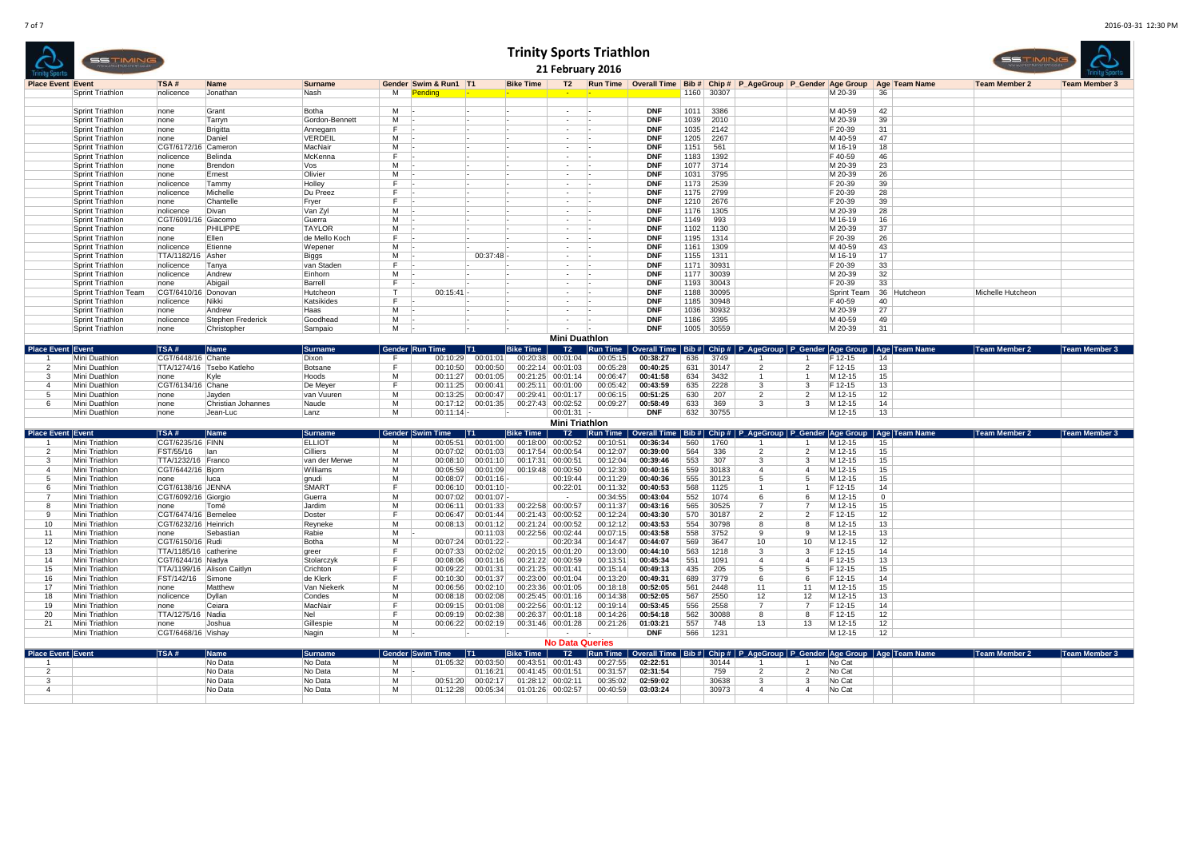# Trinity Sports Triathlon

## 21 February 2016

| Place | Event | TSA # | Name | Surname | Gender | Swim & Run1 | T1 | Bike Time | T2 | Run Time | Overall Time | Bib # | Chip # | P_AgeGroup | P_Gender | Age Group | Age | Team Name | Team Member 2 | Team Member 3 |
|---|---|---|---|---|---|---|---|---|---|---|---|---|---|---|---|---|---|---|---|---|
| | Sprint Triathlon | nolicence | Jonathan | Nash | M | Pending | - | - | - | | | 1160 | 30307 | | | M 20-39 | 36 | | | |
| | Sprint Triathlon | none | Grant | Botha | M | - | - | - | - | - | DNF | 1011 | 3386 | | | M 40-59 | 42 | | | |
| | Sprint Triathlon | none | Tarryn | Gordon-Bennett | M | - | - | - | - | - | DNF | 1039 | 2010 | | | M 20-39 | 39 | | | |
| | Sprint Triathlon | none | Brigitta | Annegarn | F | - | - | - | - | - | DNF | 1035 | 2142 | | | F 20-39 | 31 | | | |
| | Sprint Triathlon | none | Daniel | VERDEIL | M | - | - | - | - | - | DNF | 1205 | 2267 | | | M 40-59 | 47 | | | |
| | Sprint Triathlon | CGT/6172/16 | Cameron | MacNair | M | - | - | - | - | - | DNF | 1151 | 561 | | | M 16-19 | 18 | | | |
| | Sprint Triathlon | nolicence | Belinda | McKenna | F | - | - | - | - | - | DNF | 1183 | 1392 | | | F 40-59 | 46 | | | |
| | Sprint Triathlon | none | Brendon | Vos | M | - | - | - | - | - | DNF | 1077 | 3714 | | | M 20-39 | 23 | | | |
| | Sprint Triathlon | none | Ernest | Olivier | M | - | - | - | - | - | DNF | 1031 | 3795 | | | M 20-39 | 26 | | | |
| | Sprint Triathlon | nolicence | Tammy | Holley | F | - | - | - | - | - | DNF | 1173 | 2539 | | | F 20-39 | 39 | | | |
| | Sprint Triathlon | nolicence | Michelle | Du Preez | F | - | - | - | - | - | DNF | 1175 | 2799 | | | F 20-39 | 28 | | | |
| | Sprint Triathlon | none | Chantelle | Fryer | F | - | - | - | - | - | DNF | 1210 | 2676 | | | F 20-39 | 39 | | | |
| | Sprint Triathlon | nolicence | Divan | Van Zyl | M | - | - | - | - | - | DNF | 1176 | 1305 | | | M 20-39 | 28 | | | |
| | Sprint Triathlon | CGT/6091/16 | Giacomo | Guerra | M | - | - | - | - | - | DNF | 1149 | 993 | | | M 16-19 | 16 | | | |
| | Sprint Triathlon | none | PHILIPPE | TAYLOR | M | - | - | - | - | - | DNF | 1102 | 1130 | | | M 20-39 | 37 | | | |
| | Sprint Triathlon | none | Ellen | de Mello Koch | F | - | - | - | - | - | DNF | 1195 | 1314 | | | F 20-39 | 26 | | | |
| | Sprint Triathlon | nolicence | Etienne | Wepener | M | - | - | - | - | - | DNF | 1161 | 1309 | | | M 40-59 | 43 | | | |
| | Sprint Triathlon | TTA/1182/16 | Asher | Biggs | M | - | 00:37:48 | - | - | - | DNF | 1155 | 1311 | | | M 16-19 | 17 | | | |
| | Sprint Triathlon | nolicence | Tanya | van Staden | F | - | - | - | - | - | DNF | 1171 | 30931 | | | F 20-39 | 33 | | | |
| | Sprint Triathlon | nolicence | Andrew | Einhorn | M | - | - | - | - | - | DNF | 1177 | 30039 | | | M 20-39 | 32 | | | |
| | Sprint Triathlon | none | Abigail | Barrell | F | - | - | - | - | - | DNF | 1193 | 30043 | | | F 20-39 | 33 | | | |
| | Sprint Triathlon Team | CGT/6410/16 | Donovan | Hutcheon | T | 00:15:41 | - | - | - | - | DNF | 1188 | 30095 | | | Sprint Team | 36 | Hutcheon | Michelle Hutcheon | |
| | Sprint Triathlon | nolicence | Nikki | Katsikides | F | - | - | - | - | - | DNF | 1185 | 30948 | | | F 40-59 | 40 | | | |
| | Sprint Triathlon | none | Andrew | Haas | M | - | - | - | - | - | DNF | 1036 | 30932 | | | M 20-39 | 27 | | | |
| | Sprint Triathlon | nolicence | Stephen Frederick | Goodhead | M | - | - | - | - | - | DNF | 1186 | 3395 | | | M 40-59 | 49 | | | |
| | Sprint Triathlon | none | Christopher | Sampaio | M | - | - | - | - | - | DNF | 1005 | 30559 | | | M 20-39 | 31 | | | |

## Mini Duathlon

| Place | Event | TSA # | Name | Surname | Gender | Run Time | T1 | Bike Time | T2 | Run Time | Overall Time | Bib # | Chip # | P_AgeGroup | P_Gender | Age Group | Age | Team Name | Team Member 2 | Team Member 3 |
|---|---|---|---|---|---|---|---|---|---|---|---|---|---|---|---|---|---|---|---|---|
| 1 | Mini Duathlon | CGT/6448/16 | Chante | Dixon | F | 00:10:29 | 00:01:01 | 00:20:38 | 00:01:04 | 00:05:15 | 00:38:27 | 636 | 3749 | 1 | 1 | F 12-15 | 14 | | | |
| 2 | Mini Duathlon | TTA/1274/16 | Tsebo Katleho | Botsane | F | 00:10:50 | 00:00:50 | 00:22:14 | 00:01:03 | 00:05:28 | 00:40:25 | 631 | 30147 | 2 | 2 | F 12-15 | 13 | | | |
| 3 | Mini Duathlon | none | Kyle | Hoods | M | 00:11:27 | 00:01:05 | 00:21:25 | 00:01:14 | 00:06:47 | 00:41:58 | 634 | 3432 | 1 | 1 | M 12-15 | 15 | | | |
| 4 | Mini Duathlon | CGT/6134/16 | Chane | De Meyer | F | 00:11:25 | 00:00:41 | 00:25:11 | 00:01:00 | 00:05:42 | 00:43:59 | 635 | 2228 | 3 | 3 | F 12-15 | 13 | | | |
| 5 | Mini Duathlon | none | Jayden | van Vuuren | M | 00:13:25 | 00:00:47 | 00:29:41 | 00:01:17 | 00:06:15 | 00:51:25 | 630 | 207 | 2 | 2 | M 12-15 | 12 | | | |
| 6 | Mini Duathlon | none | Christian Johannes | Naude | M | 00:17:12 | 00:01:35 | 00:27:43 | 00:02:52 | 00:09:27 | 00:58:49 | 633 | 369 | 3 | 3 | M 12-15 | 14 | | | |
| | Mini Duathlon | none | Jean-Luc | Lanz | M | 00:11:14 | - | - | 00:01:31 | - | DNF | 632 | 30755 | | | M 12-15 | 13 | | | |

## Mini Triathlon

| Place | Event | TSA # | Name | Surname | Gender | Swim Time | T1 | Bike Time | T2 | Run Time | Overall Time | Bib # | Chip # | P_AgeGroup | P_Gender | Age Group | Age | Team Name | Team Member 2 | Team Member 3 |
|---|---|---|---|---|---|---|---|---|---|---|---|---|---|---|---|---|---|---|---|---|
| 1 | Mini Triathlon | CGT/6235/16 | FINN | ELLIOT | M | 00:05:51 | 00:01:00 | 00:18:00 | 00:00:52 | 00:10:51 | 00:36:34 | 560 | 1760 | 1 | 1 | M 12-15 | 15 | | | |
| 2 | Mini Triathlon | FST/55/16 | Ian | Cilliers | M | 00:07:02 | 00:01:03 | 00:17:54 | 00:00:54 | 00:12:07 | 00:39:00 | 564 | 336 | 2 | 2 | M 12-15 | 15 | | | |
| 3 | Mini Triathlon | TTA/1232/16 | Franco | van der Merwe | M | 00:08:10 | 00:01:10 | 00:17:31 | 00:00:51 | 00:12:04 | 00:39:46 | 553 | 307 | 3 | 3 | M 12-15 | 15 | | | |
| 4 | Mini Triathlon | CGT/6442/16 | Bjorn | Williams | M | 00:05:59 | 00:01:09 | 00:19:48 | 00:00:50 | 00:12:30 | 00:40:16 | 559 | 30183 | 4 | 4 | M 12-15 | 15 | | | |
| 5 | Mini Triathlon | none | luca | gnudi | M | 00:08:07 | 00:01:16 | - | 00:19:44 | 00:11:29 | 00:40:36 | 555 | 30123 | 5 | 5 | M 12-15 | 15 | | | |
| 6 | Mini Triathlon | CGT/6138/16 | JENNA | SMART | F | 00:06:10 | 00:01:10 | - | 00:22:01 | 00:11:32 | 00:40:53 | 568 | 1125 | 1 | 1 | F 12-15 | 14 | | | |
| 7 | Mini Triathlon | CGT/6092/16 | Giorgio | Guerra | M | 00:07:02 | 00:01:07 | - | - | 00:34:55 | 00:43:04 | 552 | 1074 | 6 | 6 | M 12-15 | 0 | | | |
| 8 | Mini Triathlon | none | Tomé | Jardim | M | 00:06:11 | 00:01:33 | 00:22:58 | 00:00:57 | 00:11:37 | 00:43:16 | 565 | 30525 | 7 | 7 | M 12-15 | 15 | | | |
| 9 | Mini Triathlon | CGT/6474/16 | Bernelee | Doster | F | 00:06:47 | 00:01:44 | 00:21:43 | 00:00:52 | 00:12:24 | 00:43:30 | 570 | 30187 | 2 | 2 | F 12-15 | 12 | | | |
| 10 | Mini Triathlon | CGT/6232/16 | Heinrich | Reyneke | M | 00:08:13 | 00:01:12 | 00:21:24 | 00:00:52 | 00:12:12 | 00:43:53 | 554 | 30798 | 8 | 8 | M 12-15 | 13 | | | |
| 11 | Mini Triathlon | none | Sebastian | Rabie | M | - | 00:11:03 | 00:22:56 | 00:02:44 | 00:07:15 | 00:43:58 | 558 | 3752 | 9 | 9 | M 12-15 | 13 | | | |
| 12 | Mini Triathlon | CGT/6150/16 | Rudi | Botha | M | 00:07:24 | 00:01:22 | - | 00:20:34 | 00:14:47 | 00:44:07 | 569 | 3647 | 10 | 10 | M 12-15 | 12 | | | |
| 13 | Mini Triathlon | TTA/1185/16 | catherine | greer | F | 00:07:33 | 00:02:02 | 00:20:15 | 00:01:20 | 00:13:00 | 00:44:10 | 563 | 1218 | 3 | 3 | F 12-15 | 14 | | | |
| 14 | Mini Triathlon | CGT/6244/16 | Nadya | Stolarczyk | F | 00:08:06 | 00:01:16 | 00:21:22 | 00:00:59 | 00:13:51 | 00:45:34 | 551 | 1091 | 4 | 4 | F 12-15 | 13 | | | |
| 15 | Mini Triathlon | TTA/1199/16 | Alison Caitlyn | Crichton | F | 00:09:22 | 00:01:31 | 00:21:25 | 00:01:41 | 00:15:14 | 00:49:13 | 435 | 205 | 5 | 5 | F 12-15 | 15 | | | |
| 16 | Mini Triathlon | FST/142/16 | Simone | de Klerk | F | 00:10:30 | 00:01:37 | 00:23:00 | 00:01:04 | 00:13:20 | 00:49:31 | 689 | 3779 | 6 | 6 | F 12-15 | 14 | | | |
| 17 | Mini Triathlon | none | Matthew | Van Niekerk | M | 00:06:56 | 00:02:10 | 00:23:36 | 00:01:05 | 00:18:18 | 00:52:05 | 561 | 2448 | 11 | 11 | M 12-15 | 15 | | | |
| 18 | Mini Triathlon | nolicence | Dyllan | Condes | M | 00:08:18 | 00:02:08 | 00:25:45 | 00:01:16 | 00:14:38 | 00:52:05 | 567 | 2550 | 12 | 12 | M 12-15 | 13 | | | |
| 19 | Mini Triathlon | none | Ceiara | MacNair | F | 00:09:15 | 00:01:08 | 00:22:56 | 00:01:12 | 00:19:14 | 00:53:45 | 556 | 2558 | 7 | 7 | F 12-15 | 14 | | | |
| 20 | Mini Triathlon | TTA/1275/16 | Nadia | Nel | F | 00:09:19 | 00:02:38 | 00:26:37 | 00:01:18 | 00:14:26 | 00:54:18 | 562 | 30088 | 8 | 8 | F 12-15 | 12 | | | |
| 21 | Mini Triathlon | none | Joshua | Gillespie | M | 00:06:22 | 00:02:19 | 00:31:46 | 00:01:28 | 00:21:26 | 01:03:21 | 557 | 748 | 13 | 13 | M 12-15 | 12 | | | |
| | Mini Triathlon | CGT/6468/16 | Vishay | Nagin | M | - | - | - | - | - | DNF | 566 | 1231 | | | M 12-15 | 12 | | | |

## No Data Queries

| Place | Event | TSA # | Name | Surname | Gender | Swim Time | T1 | Bike Time | T2 | Run Time | Overall Time | Bib # | Chip # | P_AgeGroup | P_Gender | Age Group | Age | Team Name | Team Member 2 | Team Member 3 |
|---|---|---|---|---|---|---|---|---|---|---|---|---|---|---|---|---|---|---|---|---|
| 1 | | | No Data | No Data | M | 01:05:32 | 00:03:50 | 00:43:51 | 00:01:43 | 00:27:55 | 02:22:51 | | 30144 | 1 | 1 | No Cat | | | | |
| 2 | | | No Data | No Data | M | - | 01:16:21 | 00:41:45 | 00:01:51 | 00:31:57 | 02:31:54 | | 759 | 2 | 2 | No Cat | | | | |
| 3 | | | No Data | No Data | M | 00:51:20 | 00:02:17 | 01:28:12 | 00:02:11 | 00:35:02 | 02:59:02 | | 30638 | 3 | 3 | No Cat | | | | |
| 4 | | | No Data | No Data | M | 01:12:28 | 00:05:34 | 01:01:26 | 00:02:57 | 00:40:59 | 03:03:24 | | 30973 | 4 | 4 | No Cat | | | | |